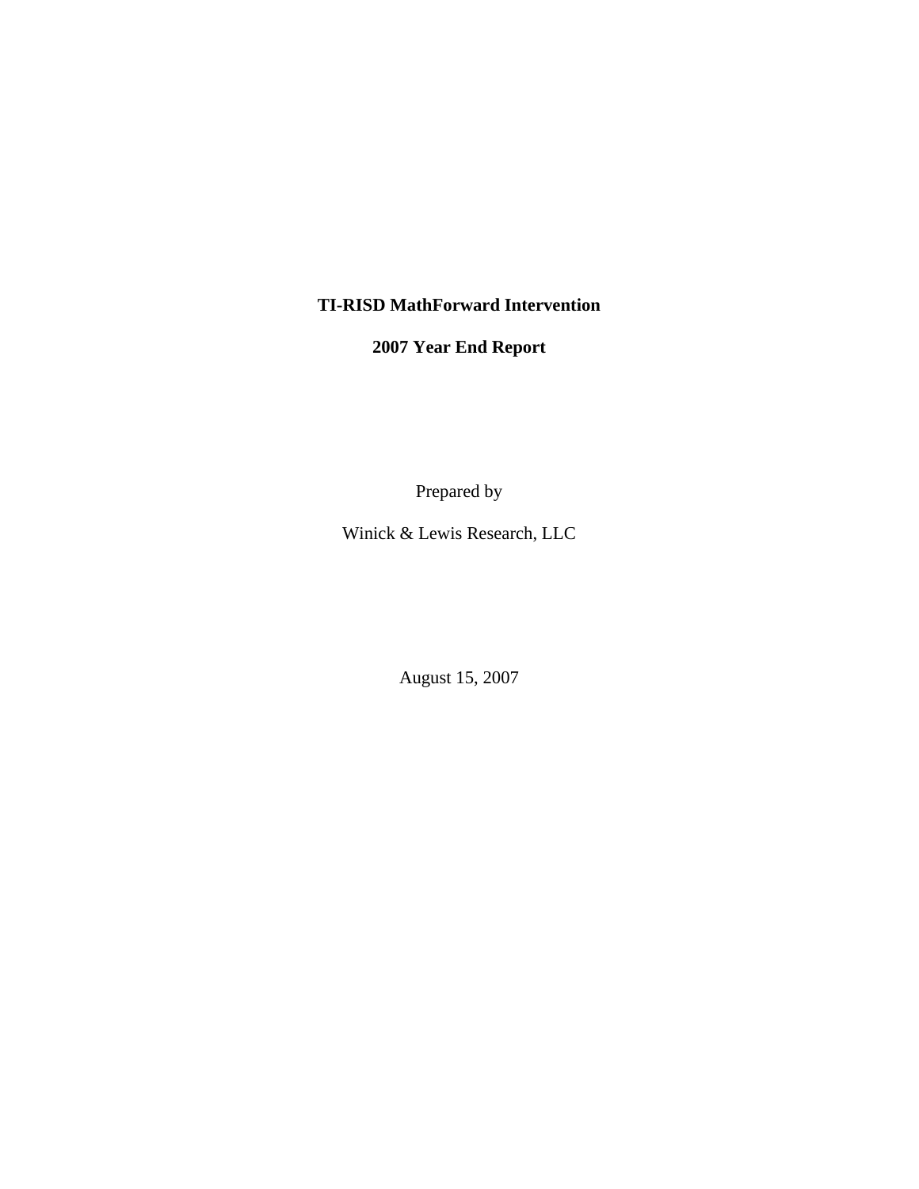# TI-RISD MathForward Intervention

## 2007 Year End Report

Prepared by

Winick & Lewis Research, LLC

August 15, 2007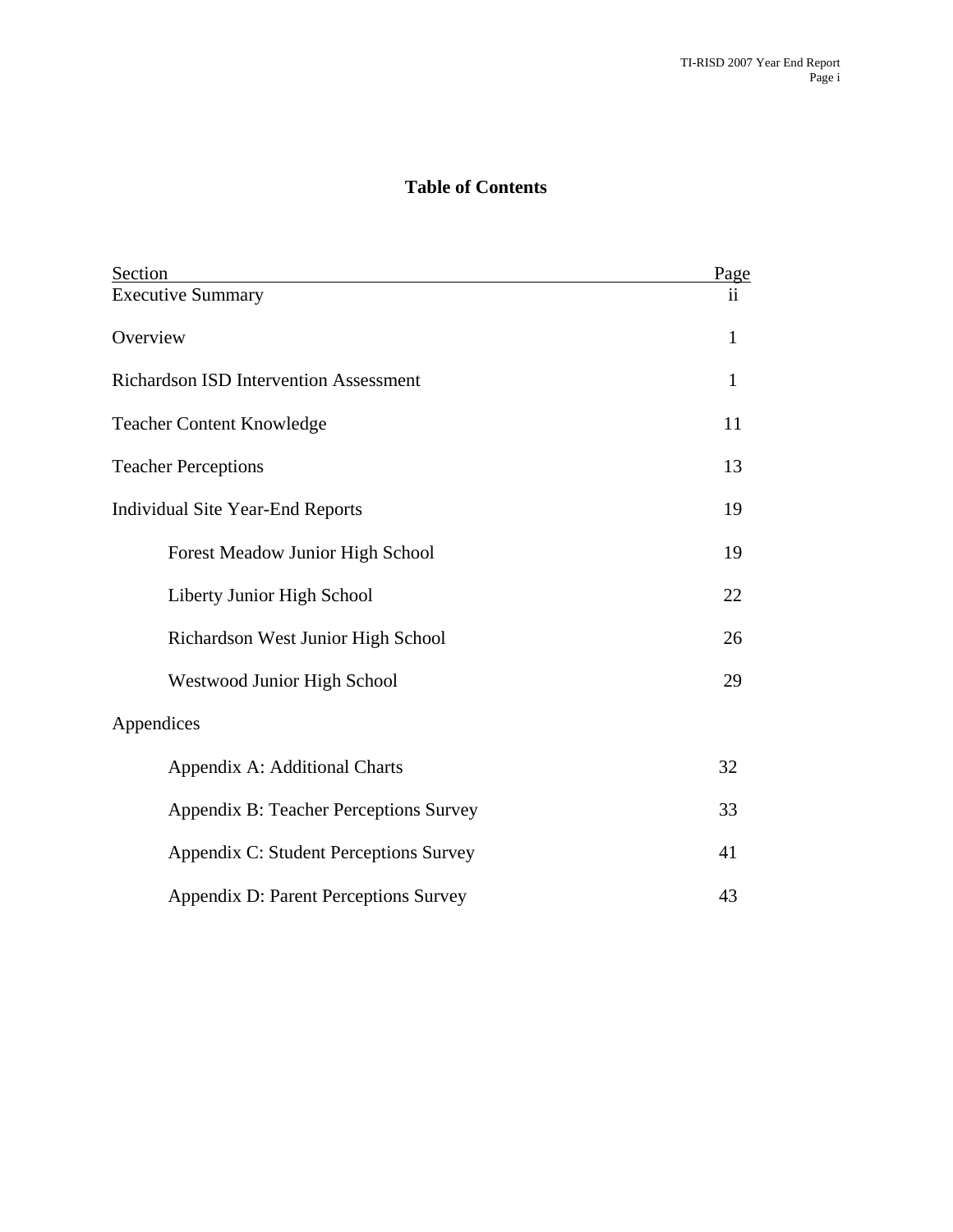# Table of Contents

| Section | Page |
|---|---|
| Executive Summary | ii |
| Overview | 1 |
| Richardson ISD Intervention Assessment | 1 |
| Teacher Content Knowledge | 11 |
| Teacher Perceptions | 13 |
| Individual Site Year-End Reports | 19 |
| Forest Meadow Junior High School | 19 |
| Liberty Junior High School | 22 |
| Richardson West Junior High School | 26 |
| Westwood Junior High School | 29 |
| Appendices | |
| Appendix A: Additional Charts | 32 |
| Appendix B: Teacher Perceptions Survey | 33 |
| Appendix C: Student Perceptions Survey | 41 |
| Appendix D: Parent Perceptions Survey | 43 |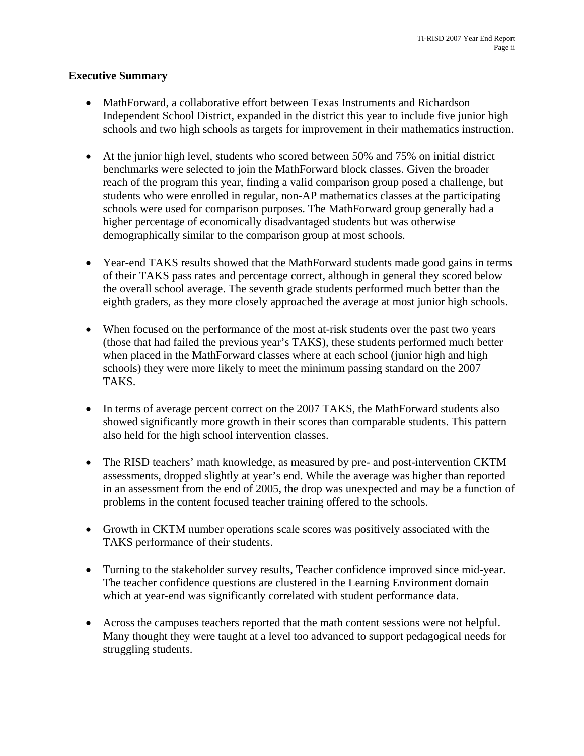## Executive Summary

- MathForward, a collaborative effort between Texas Instruments and Richardson Independent School District, expanded in the district this year to include five junior high schools and two high schools as targets for improvement in their mathematics instruction.

- At the junior high level, students who scored between 50% and 75% on initial district benchmarks were selected to join the MathForward block classes. Given the broader reach of the program this year, finding a valid comparison group posed a challenge, but students who were enrolled in regular, non-AP mathematics classes at the participating schools were used for comparison purposes. The MathForward group generally had a higher percentage of economically disadvantaged students but was otherwise demographically similar to the comparison group at most schools.

- Year-end TAKS results showed that the MathForward students made good gains in terms of their TAKS pass rates and percentage correct, although in general they scored below the overall school average. The seventh grade students performed much better than the eighth graders, as they more closely approached the average at most junior high schools.

- When focused on the performance of the most at-risk students over the past two years (those that had failed the previous year's TAKS), these students performed much better when placed in the MathForward classes where at each school (junior high and high schools) they were more likely to meet the minimum passing standard on the 2007 TAKS.

- In terms of average percent correct on the 2007 TAKS, the MathForward students also showed significantly more growth in their scores than comparable students. This pattern also held for the high school intervention classes.

- The RISD teachers' math knowledge, as measured by pre- and post-intervention CKTM assessments, dropped slightly at year's end. While the average was higher than reported in an assessment from the end of 2005, the drop was unexpected and may be a function of problems in the content focused teacher training offered to the schools.

- Growth in CKTM number operations scale scores was positively associated with the TAKS performance of their students.

- Turning to the stakeholder survey results, Teacher confidence improved since mid-year. The teacher confidence questions are clustered in the Learning Environment domain which at year-end was significantly correlated with student performance data.

- Across the campuses teachers reported that the math content sessions were not helpful. Many thought they were taught at a level too advanced to support pedagogical needs for struggling students.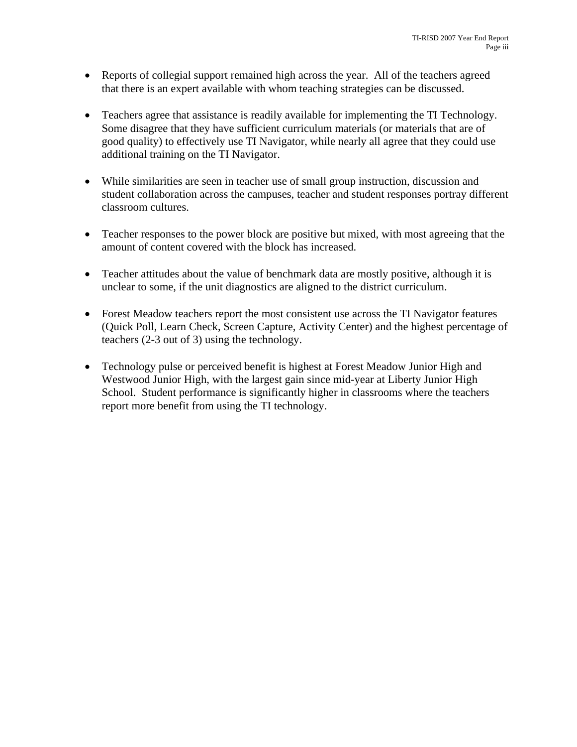- Reports of collegial support remained high across the year. All of the teachers agreed that there is an expert available with whom teaching strategies can be discussed.

- Teachers agree that assistance is readily available for implementing the TI Technology. Some disagree that they have sufficient curriculum materials (or materials that are of good quality) to effectively use TI Navigator, while nearly all agree that they could use additional training on the TI Navigator.

- While similarities are seen in teacher use of small group instruction, discussion and student collaboration across the campuses, teacher and student responses portray different classroom cultures.

- Teacher responses to the power block are positive but mixed, with most agreeing that the amount of content covered with the block has increased.

- Teacher attitudes about the value of benchmark data are mostly positive, although it is unclear to some, if the unit diagnostics are aligned to the district curriculum.

- Forest Meadow teachers report the most consistent use across the TI Navigator features (Quick Poll, Learn Check, Screen Capture, Activity Center) and the highest percentage of teachers (2-3 out of 3) using the technology.

- Technology pulse or perceived benefit is highest at Forest Meadow Junior High and Westwood Junior High, with the largest gain since mid-year at Liberty Junior High School. Student performance is significantly higher in classrooms where the teachers report more benefit from using the TI technology.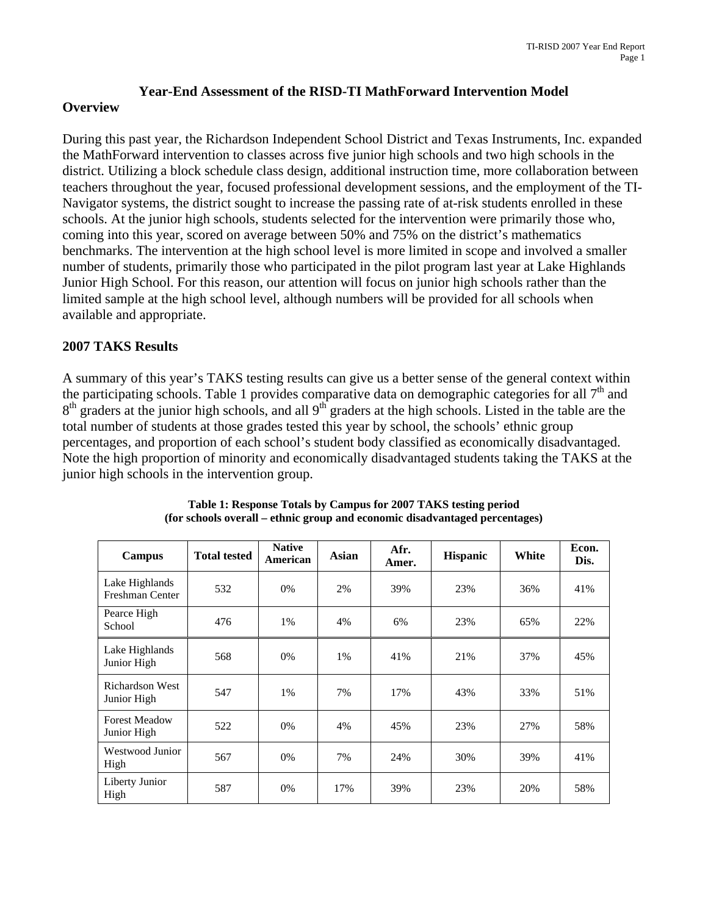# Year-End Assessment of the RISD-TI MathForward Intervention Model

## Overview

During this past year, the Richardson Independent School District and Texas Instruments, Inc. expanded the MathForward intervention to classes across five junior high schools and two high schools in the district. Utilizing a block schedule class design, additional instruction time, more collaboration between teachers throughout the year, focused professional development sessions, and the employment of the TI-Navigator systems, the district sought to increase the passing rate of at-risk students enrolled in these schools. At the junior high schools, students selected for the intervention were primarily those who, coming into this year, scored on average between 50% and 75% on the district's mathematics benchmarks. The intervention at the high school level is more limited in scope and involved a smaller number of students, primarily those who participated in the pilot program last year at Lake Highlands Junior High School. For this reason, our attention will focus on junior high schools rather than the limited sample at the high school level, although numbers will be provided for all schools when available and appropriate.

## 2007 TAKS Results

A summary of this year's TAKS testing results can give us a better sense of the general context within the participating schools. Table 1 provides comparative data on demographic categories for all 7th and 8th graders at the junior high schools, and all 9th graders at the high schools. Listed in the table are the total number of students at those grades tested this year by school, the schools' ethnic group percentages, and proportion of each school's student body classified as economically disadvantaged. Note the high proportion of minority and economically disadvantaged students taking the TAKS at the junior high schools in the intervention group.

**Table 1: Response Totals by Campus for 2007 TAKS testing period (for schools overall – ethnic group and economic disadvantaged percentages)**

| Campus | Total tested | Native American | Asian | Afr. Amer. | Hispanic | White | Econ. Dis. |
|---|---|---|---|---|---|---|---|
| Lake Highlands Freshman Center | 532 | 0% | 2% | 39% | 23% | 36% | 41% |
| Pearce High School | 476 | 1% | 4% | 6% | 23% | 65% | 22% |
| Lake Highlands Junior High | 568 | 0% | 1% | 41% | 21% | 37% | 45% |
| Richardson West Junior High | 547 | 1% | 7% | 17% | 43% | 33% | 51% |
| Forest Meadow Junior High | 522 | 0% | 4% | 45% | 23% | 27% | 58% |
| Westwood Junior High | 567 | 0% | 7% | 24% | 30% | 39% | 41% |
| Liberty Junior High | 587 | 0% | 17% | 39% | 23% | 20% | 58% |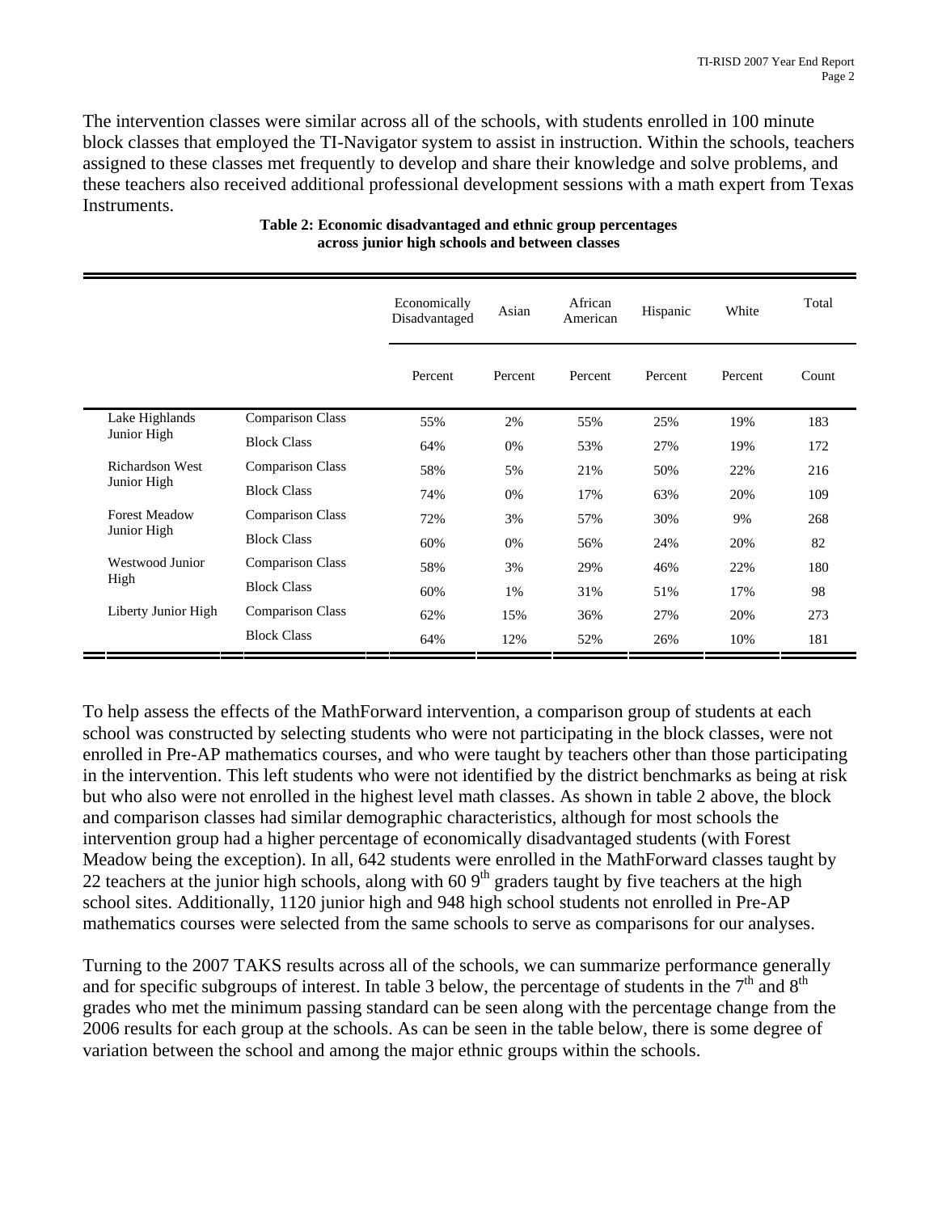The intervention classes were similar across all of the schools, with students enrolled in 100 minute block classes that employed the TI-Navigator system to assist in instruction. Within the schools, teachers assigned to these classes met frequently to develop and share their knowledge and solve problems, and these teachers also received additional professional development sessions with a math expert from Texas Instruments.

**Table 2: Economic disadvantaged and ethnic group percentages across junior high schools and between classes**

| | | Economically Disadvantaged | Asian | African American | Hispanic | White | Total |
|---|---|---|---|---|---|---|---|
| | | Percent | Percent | Percent | Percent | Percent | Count |
| Lake Highlands Junior High | Comparison Class | 55% | 2% | 55% | 25% | 19% | 183 |
| | Block Class | 64% | 0% | 53% | 27% | 19% | 172 |
| Richardson West Junior High | Comparison Class | 58% | 5% | 21% | 50% | 22% | 216 |
| | Block Class | 74% | 0% | 17% | 63% | 20% | 109 |
| Forest Meadow Junior High | Comparison Class | 72% | 3% | 57% | 30% | 9% | 268 |
| | Block Class | 60% | 0% | 56% | 24% | 20% | 82 |
| Westwood Junior High | Comparison Class | 58% | 3% | 29% | 46% | 22% | 180 |
| | Block Class | 60% | 1% | 31% | 51% | 17% | 98 |
| Liberty Junior High | Comparison Class | 62% | 15% | 36% | 27% | 20% | 273 |
| | Block Class | 64% | 12% | 52% | 26% | 10% | 181 |

To help assess the effects of the MathForward intervention, a comparison group of students at each school was constructed by selecting students who were not participating in the block classes, were not enrolled in Pre-AP mathematics courses, and who were taught by teachers other than those participating in the intervention. This left students who were not identified by the district benchmarks as being at risk but who also were not enrolled in the highest level math classes. As shown in table 2 above, the block and comparison classes had similar demographic characteristics, although for most schools the intervention group had a higher percentage of economically disadvantaged students (with Forest Meadow being the exception). In all, 642 students were enrolled in the MathForward classes taught by 22 teachers at the junior high schools, along with 60 9th graders taught by five teachers at the high school sites. Additionally, 1120 junior high and 948 high school students not enrolled in Pre-AP mathematics courses were selected from the same schools to serve as comparisons for our analyses.

Turning to the 2007 TAKS results across all of the schools, we can summarize performance generally and for specific subgroups of interest. In table 3 below, the percentage of students in the 7th and 8th grades who met the minimum passing standard can be seen along with the percentage change from the 2006 results for each group at the schools. As can be seen in the table below, there is some degree of variation between the school and among the major ethnic groups within the schools.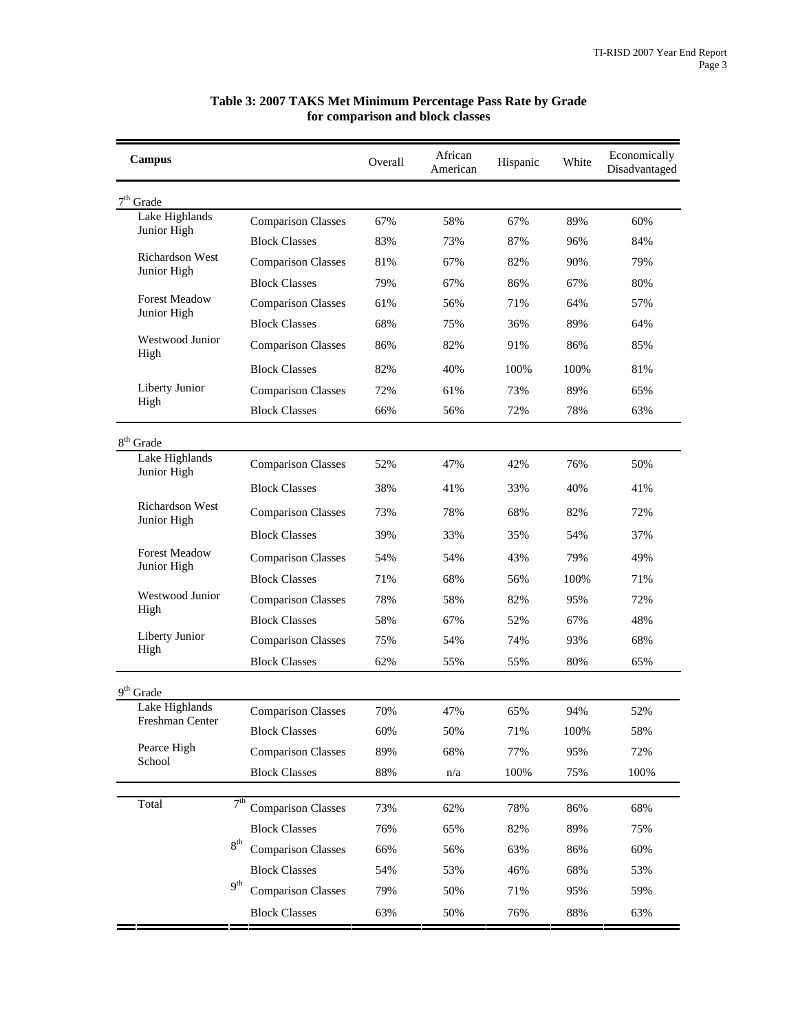**Table 3: 2007 TAKS Met Minimum Percentage Pass Rate by Grade for comparison and block classes**

| Campus | | Overall | African American | Hispanic | White | Economically Disadvantaged |
|---|---|---|---|---|---|---|
| **7th Grade** | | | | | | |
| Lake Highlands Junior High | Comparison Classes | 67% | 58% | 67% | 89% | 60% |
| | Block Classes | 83% | 73% | 87% | 96% | 84% |
| Richardson West Junior High | Comparison Classes | 81% | 67% | 82% | 90% | 79% |
| | Block Classes | 79% | 67% | 86% | 67% | 80% |
| Forest Meadow Junior High | Comparison Classes | 61% | 56% | 71% | 64% | 57% |
| | Block Classes | 68% | 75% | 36% | 89% | 64% |
| Westwood Junior High | Comparison Classes | 86% | 82% | 91% | 86% | 85% |
| | Block Classes | 82% | 40% | 100% | 100% | 81% |
| Liberty Junior High | Comparison Classes | 72% | 61% | 73% | 89% | 65% |
| | Block Classes | 66% | 56% | 72% | 78% | 63% |
| **8th Grade** | | | | | | |
| Lake Highlands Junior High | Comparison Classes | 52% | 47% | 42% | 76% | 50% |
| | Block Classes | 38% | 41% | 33% | 40% | 41% |
| Richardson West Junior High | Comparison Classes | 73% | 78% | 68% | 82% | 72% |
| | Block Classes | 39% | 33% | 35% | 54% | 37% |
| Forest Meadow Junior High | Comparison Classes | 54% | 54% | 43% | 79% | 49% |
| | Block Classes | 71% | 68% | 56% | 100% | 71% |
| Westwood Junior High | Comparison Classes | 78% | 58% | 82% | 95% | 72% |
| | Block Classes | 58% | 67% | 52% | 67% | 48% |
| Liberty Junior High | Comparison Classes | 75% | 54% | 74% | 93% | 68% |
| | Block Classes | 62% | 55% | 55% | 80% | 65% |
| **9th Grade** | | | | | | |
| Lake Highlands Freshman Center | Comparison Classes | 70% | 47% | 65% | 94% | 52% |
| | Block Classes | 60% | 50% | 71% | 100% | 58% |
| Pearce High School | Comparison Classes | 89% | 68% | 77% | 95% | 72% |
| | Block Classes | 88% | n/a | 100% | 75% | 100% |
| Total 7th | Comparison Classes | 73% | 62% | 78% | 86% | 68% |
| | Block Classes | 76% | 65% | 82% | 89% | 75% |
| 8th | Comparison Classes | 66% | 56% | 63% | 86% | 60% |
| | Block Classes | 54% | 53% | 46% | 68% | 53% |
| 9th | Comparison Classes | 79% | 50% | 71% | 95% | 59% |
| | Block Classes | 63% | 50% | 76% | 88% | 63% |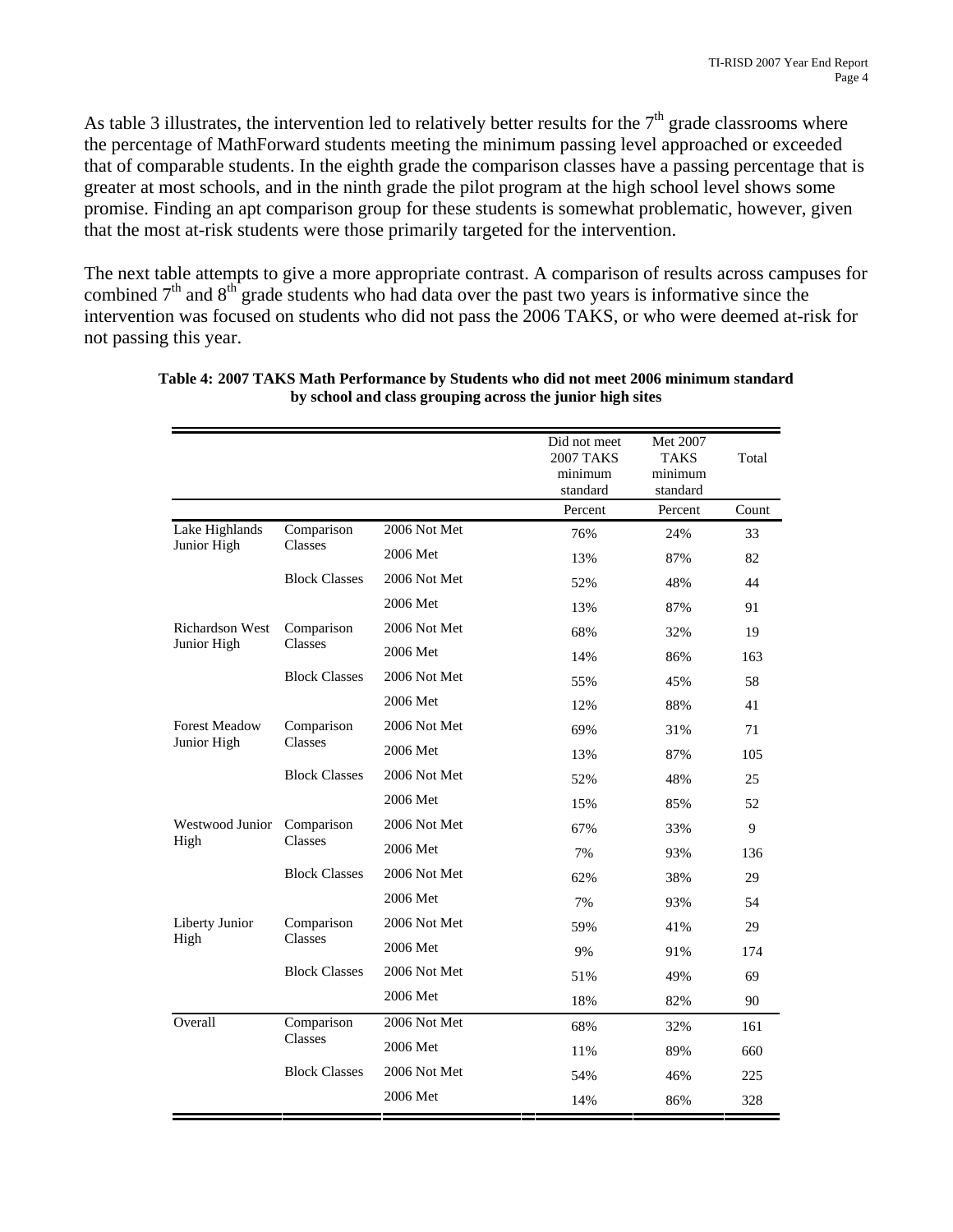As table 3 illustrates, the intervention led to relatively better results for the 7th grade classrooms where the percentage of MathForward students meeting the minimum passing level approached or exceeded that of comparable students. In the eighth grade the comparison classes have a passing percentage that is greater at most schools, and in the ninth grade the pilot program at the high school level shows some promise. Finding an apt comparison group for these students is somewhat problematic, however, given that the most at-risk students were those primarily targeted for the intervention.

The next table attempts to give a more appropriate contrast. A comparison of results across campuses for combined 7th and 8th grade students who had data over the past two years is informative since the intervention was focused on students who did not pass the 2006 TAKS, or who were deemed at-risk for not passing this year.

**Table 4: 2007 TAKS Math Performance by Students who did not meet 2006 minimum standard by school and class grouping across the junior high sites**

| | | | Did not meet 2007 TAKS minimum standard | Met 2007 TAKS minimum standard | Total |
|---|---|---|---|---|---|
| | | | Percent | Percent | Count |
| Lake Highlands Junior High | Comparison Classes | 2006 Not Met | 76% | 24% | 33 |
| | | 2006 Met | 13% | 87% | 82 |
| | Block Classes | 2006 Not Met | 52% | 48% | 44 |
| | | 2006 Met | 13% | 87% | 91 |
| Richardson West Junior High | Comparison Classes | 2006 Not Met | 68% | 32% | 19 |
| | | 2006 Met | 14% | 86% | 163 |
| | Block Classes | 2006 Not Met | 55% | 45% | 58 |
| | | 2006 Met | 12% | 88% | 41 |
| Forest Meadow Junior High | Comparison Classes | 2006 Not Met | 69% | 31% | 71 |
| | | 2006 Met | 13% | 87% | 105 |
| | Block Classes | 2006 Not Met | 52% | 48% | 25 |
| | | 2006 Met | 15% | 85% | 52 |
| Westwood Junior High | Comparison Classes | 2006 Not Met | 67% | 33% | 9 |
| | | 2006 Met | 7% | 93% | 136 |
| | Block Classes | 2006 Not Met | 62% | 38% | 29 |
| | | 2006 Met | 7% | 93% | 54 |
| Liberty Junior High | Comparison Classes | 2006 Not Met | 59% | 41% | 29 |
| | | 2006 Met | 9% | 91% | 174 |
| | Block Classes | 2006 Not Met | 51% | 49% | 69 |
| | | 2006 Met | 18% | 82% | 90 |
| Overall | Comparison Classes | 2006 Not Met | 68% | 32% | 161 |
| | | 2006 Met | 11% | 89% | 660 |
| | Block Classes | 2006 Not Met | 54% | 46% | 225 |
| | | 2006 Met | 14% | 86% | 328 |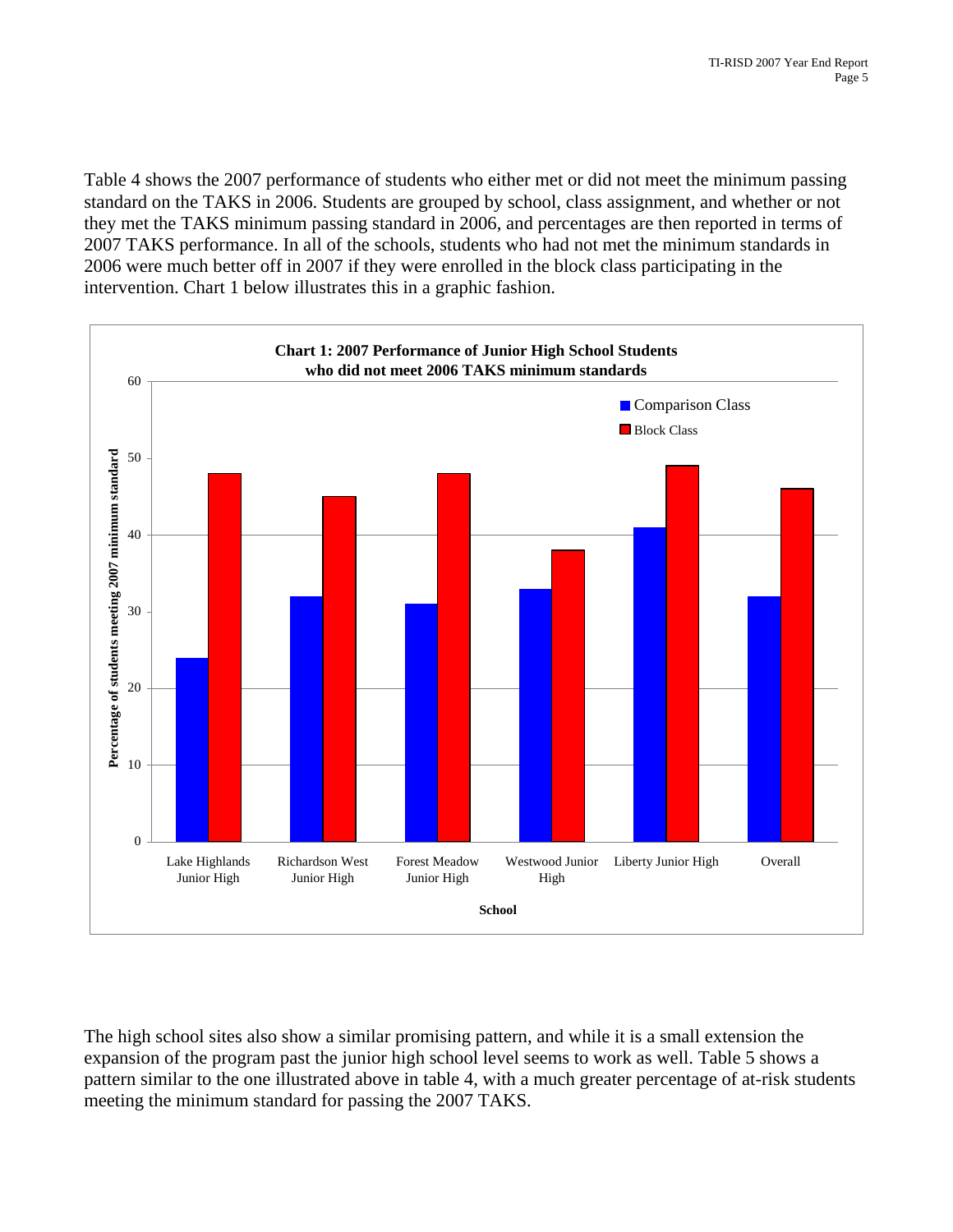Table 4 shows the 2007 performance of students who either met or did not meet the minimum passing standard on the TAKS in 2006. Students are grouped by school, class assignment, and whether or not they met the TAKS minimum passing standard in 2006, and percentages are then reported in terms of 2007 TAKS performance. In all of the schools, students who had not met the minimum standards in 2006 were much better off in 2007 if they were enrolled in the block class participating in the intervention. Chart 1 below illustrates this in a graphic fashion.

**Chart 1: 2007 Performance of Junior High School Students who did not meet 2006 TAKS minimum standards**

The high school sites also show a similar promising pattern, and while it is a small extension the expansion of the program past the junior high school level seems to work as well. Table 5 shows a pattern similar to the one illustrated above in table 4, with a much greater percentage of at-risk students meeting the minimum standard for passing the 2007 TAKS.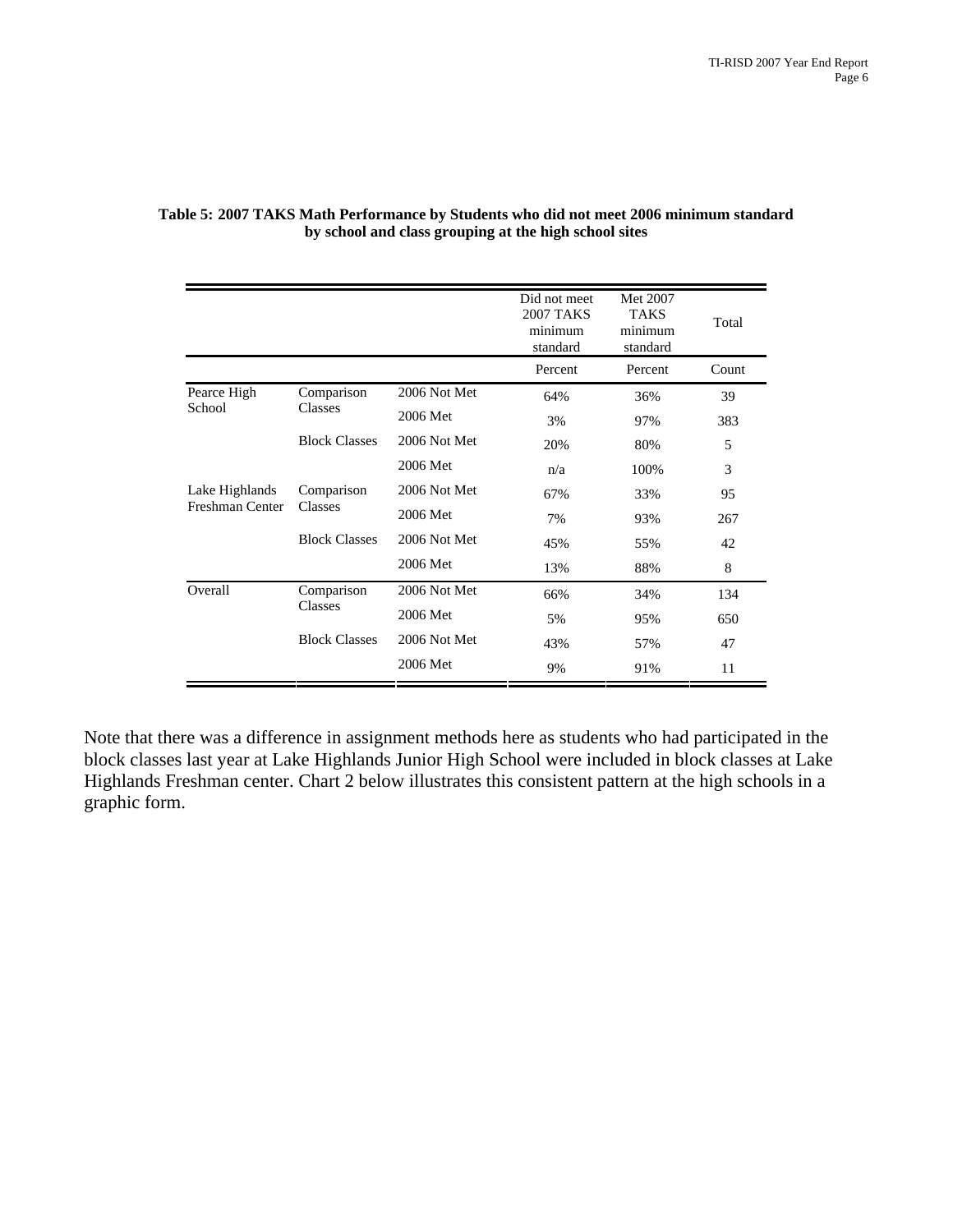**Table 5: 2007 TAKS Math Performance by Students who did not meet 2006 minimum standard by school and class grouping at the high school sites**

| | | | Did not meet 2007 TAKS minimum standard | Met 2007 TAKS minimum standard | Total |
|---|---|---|---|---|---|
| | | | Percent | Percent | Count |
| Pearce High School | Comparison Classes | 2006 Not Met | 64% | 36% | 39 |
| | | 2006 Met | 3% | 97% | 383 |
| | Block Classes | 2006 Not Met | 20% | 80% | 5 |
| | | 2006 Met | n/a | 100% | 3 |
| Lake Highlands Freshman Center | Comparison Classes | 2006 Not Met | 67% | 33% | 95 |
| | | 2006 Met | 7% | 93% | 267 |
| | Block Classes | 2006 Not Met | 45% | 55% | 42 |
| | | 2006 Met | 13% | 88% | 8 |
| Overall | Comparison Classes | 2006 Not Met | 66% | 34% | 134 |
| | | 2006 Met | 5% | 95% | 650 |
| | Block Classes | 2006 Not Met | 43% | 57% | 47 |
| | | 2006 Met | 9% | 91% | 11 |

Note that there was a difference in assignment methods here as students who had participated in the block classes last year at Lake Highlands Junior High School were included in block classes at Lake Highlands Freshman center. Chart 2 below illustrates this consistent pattern at the high schools in a graphic form.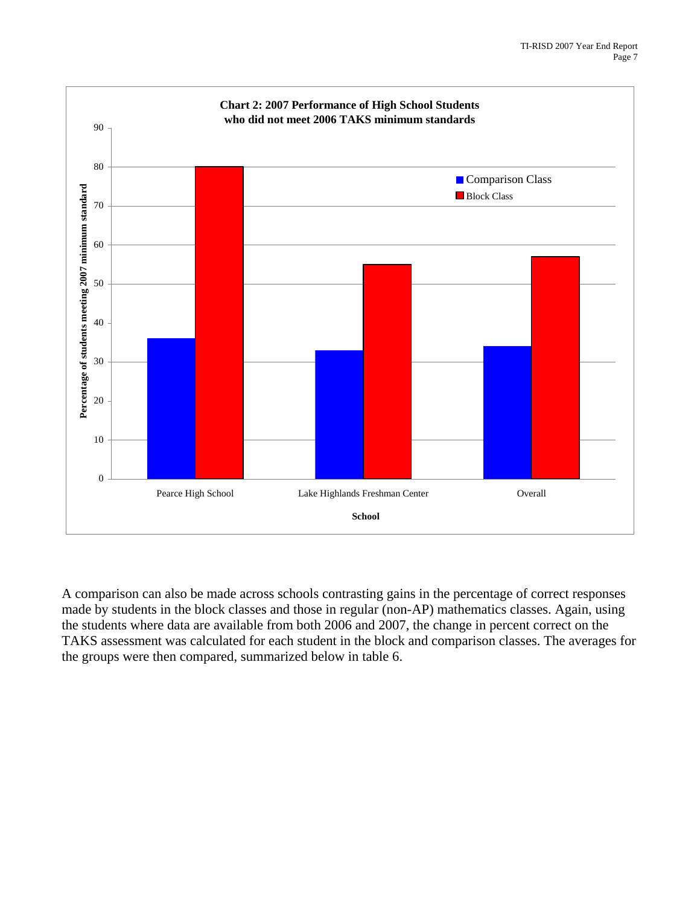**Chart 2: 2007 Performance of High School Students who did not meet 2006 TAKS minimum standards**

| School | Comparison Class | Block Class |
|---|---|---|
| Pearce High School | 36 | 80 |
| Lake Highlands Freshman Center | 33 | 55 |
| Overall | 34 | 57 |

A comparison can also be made across schools contrasting gains in the percentage of correct responses made by students in the block classes and those in regular (non-AP) mathematics classes. Again, using the students where data are available from both 2006 and 2007, the change in percent correct on the TAKS assessment was calculated for each student in the block and comparison classes. The averages for the groups were then compared, summarized below in table 6.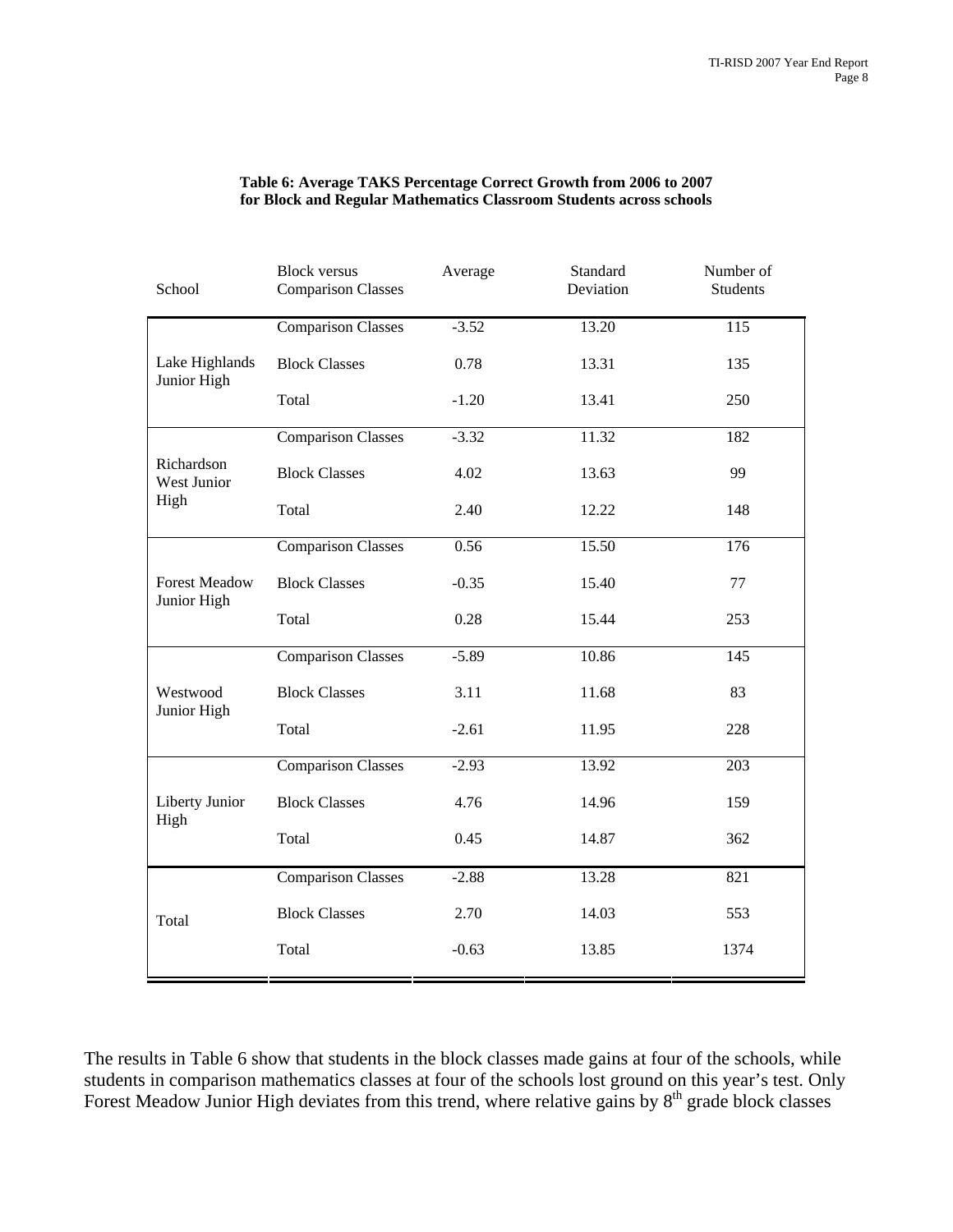**Table 6: Average TAKS Percentage Correct Growth from 2006 to 2007 for Block and Regular Mathematics Classroom Students across schools**

| School | Block versus Comparison Classes | Average | Standard Deviation | Number of Students |
|---|---|---|---|---|
| Lake Highlands Junior High | Comparison Classes | -3.52 | 13.20 | 115 |
| | Block Classes | 0.78 | 13.31 | 135 |
| | Total | -1.20 | 13.41 | 250 |
| Richardson West Junior High | Comparison Classes | -3.32 | 11.32 | 182 |
| | Block Classes | 4.02 | 13.63 | 99 |
| | Total | 2.40 | 12.22 | 148 |
| Forest Meadow Junior High | Comparison Classes | 0.56 | 15.50 | 176 |
| | Block Classes | -0.35 | 15.40 | 77 |
| | Total | 0.28 | 15.44 | 253 |
| Westwood Junior High | Comparison Classes | -5.89 | 10.86 | 145 |
| | Block Classes | 3.11 | 11.68 | 83 |
| | Total | -2.61 | 11.95 | 228 |
| Liberty Junior High | Comparison Classes | -2.93 | 13.92 | 203 |
| | Block Classes | 4.76 | 14.96 | 159 |
| | Total | 0.45 | 14.87 | 362 |
| Total | Comparison Classes | -2.88 | 13.28 | 821 |
| | Block Classes | 2.70 | 14.03 | 553 |
| | Total | -0.63 | 13.85 | 1374 |

The results in Table 6 show that students in the block classes made gains at four of the schools, while students in comparison mathematics classes at four of the schools lost ground on this year's test. Only Forest Meadow Junior High deviates from this trend, where relative gains by 8th grade block classes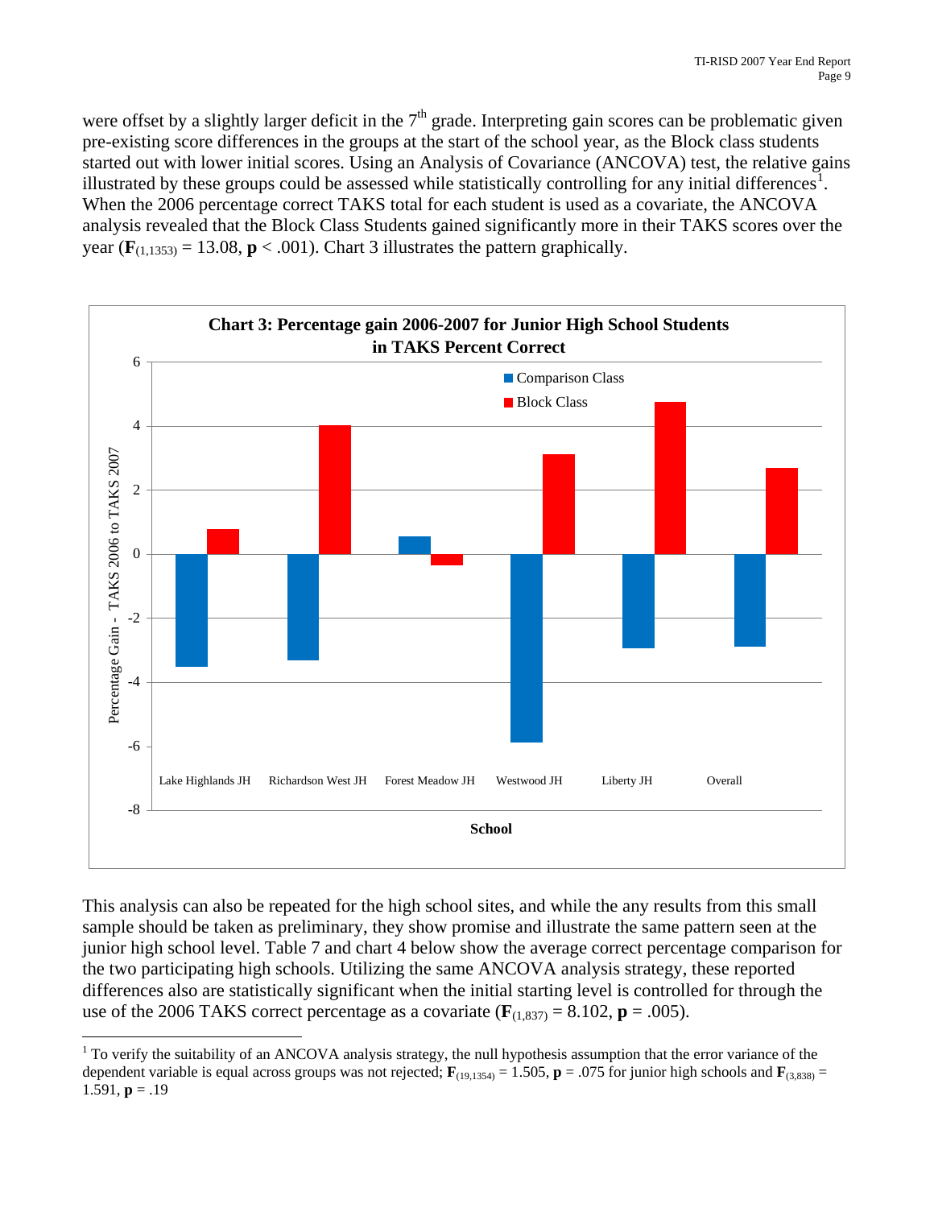were offset by a slightly larger deficit in the 7th grade. Interpreting gain scores can be problematic given pre-existing score differences in the groups at the start of the school year, as the Block class students started out with lower initial scores. Using an Analysis of Covariance (ANCOVA) test, the relative gains illustrated by these groups could be assessed while statistically controlling for any initial differences[1]. When the 2006 percentage correct TAKS total for each student is used as a covariate, the ANCOVA analysis revealed that the Block Class Students gained significantly more in their TAKS scores over the year ($\mathbf{F}_{(1,1353)} = 13.08$, $\mathbf{p} < .001$). Chart 3 illustrates the pattern graphically.

**Chart 3: Percentage gain 2006-2007 for Junior High School Students in TAKS Percent Correct**

This analysis can also be repeated for the high school sites, and while the any results from this small sample should be taken as preliminary, they show promise and illustrate the same pattern seen at the junior high school level. Table 7 and chart 4 below show the average correct percentage comparison for the two participating high schools. Utilizing the same ANCOVA analysis strategy, these reported differences also are statistically significant when the initial starting level is controlled for through the use of the 2006 TAKS correct percentage as a covariate ($\mathbf{F}_{(1,837)} = 8.102$, $\mathbf{p} = .005$).

---

[1] To verify the suitability of an ANCOVA analysis strategy, the null hypothesis assumption that the error variance of the dependent variable is equal across groups was not rejected; $\mathbf{F}_{(19,1354)} = 1.505$, $\mathbf{p} = .075$ for junior high schools and $\mathbf{F}_{(3,838)} = 1.591$, $\mathbf{p} = .19$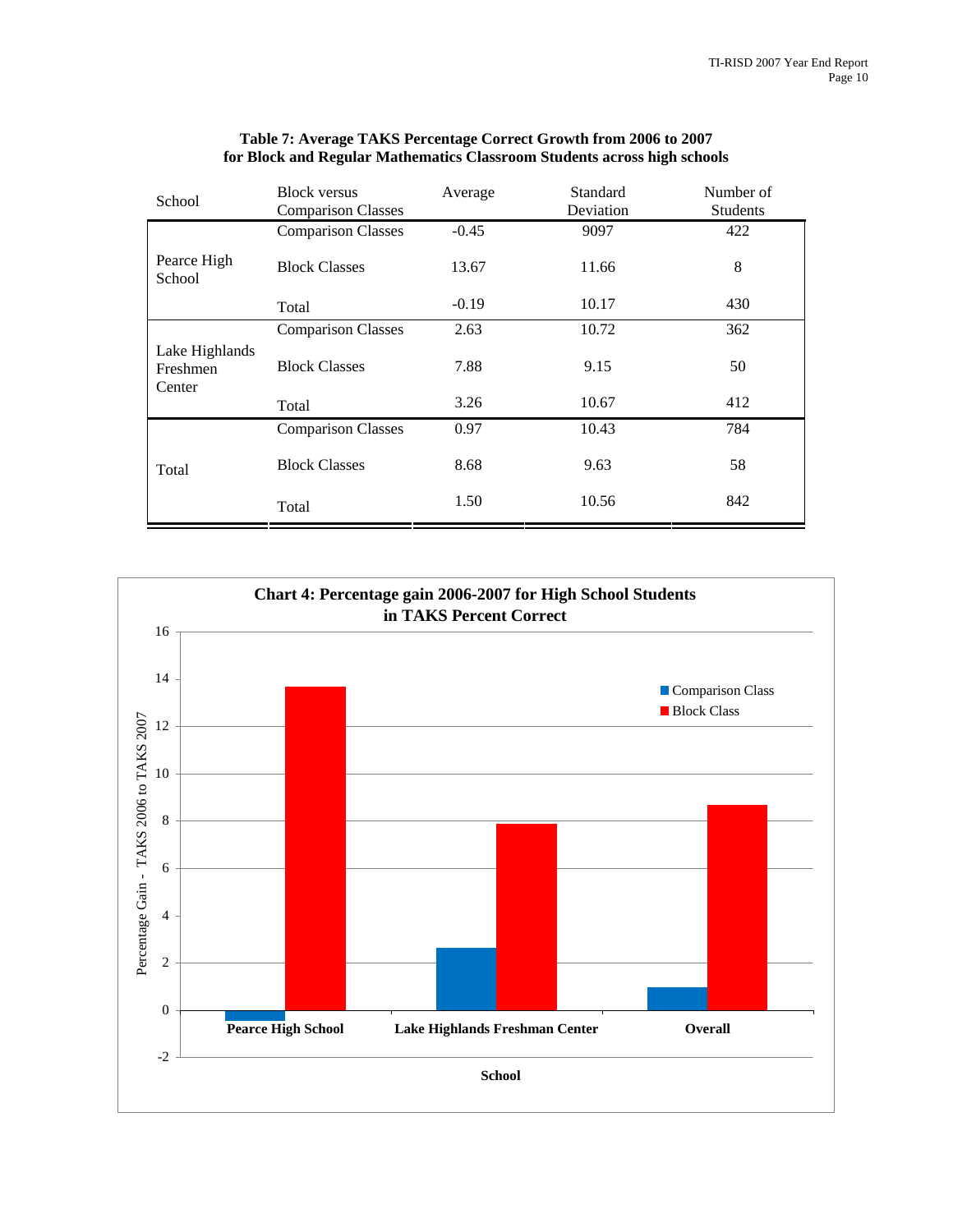**Table 7: Average TAKS Percentage Correct Growth from 2006 to 2007 for Block and Regular Mathematics Classroom Students across high schools**

| School | Block versus Comparison Classes | Average | Standard Deviation | Number of Students |
|---|---|---|---|---|
| Pearce High School | Comparison Classes | -0.45 | 9097 | 422 |
| | Block Classes | 13.67 | 11.66 | 8 |
| | Total | -0.19 | 10.17 | 430 |
| Lake Highlands Freshmen Center | Comparison Classes | 2.63 | 10.72 | 362 |
| | Block Classes | 7.88 | 9.15 | 50 |
| | Total | 3.26 | 10.67 | 412 |
| Total | Comparison Classes | 0.97 | 10.43 | 784 |
| | Block Classes | 8.68 | 9.63 | 58 |
| | Total | 1.50 | 10.56 | 842 |

**Chart 4: Percentage gain 2006-2007 for High School Students in TAKS Percent Correct**

| School | Comparison Class | Block Class |
|---|---|---|
| Pearce High School | -0.45 | 13.67 |
| Lake Highlands Freshman Center | 2.63 | 7.88 |
| Overall | 0.97 | 8.68 |

Y-axis: Percentage Gain - TAKS 2006 to TAKS 2007; X-axis: School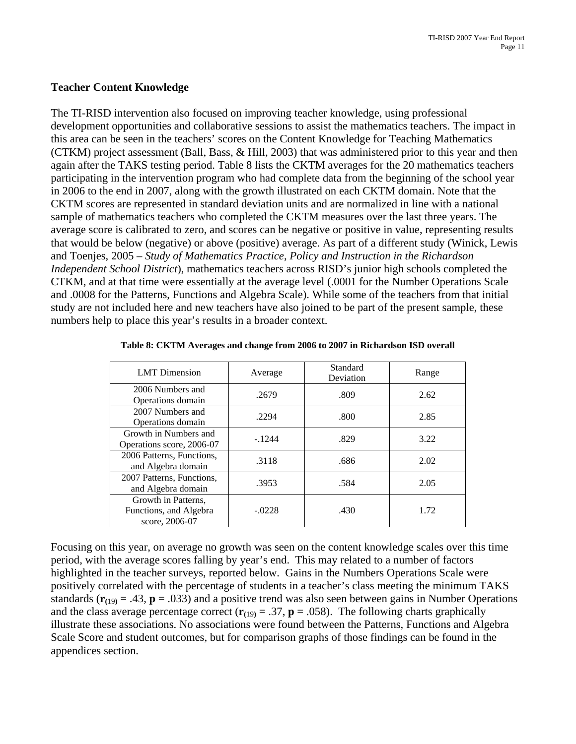## Teacher Content Knowledge

The TI-RISD intervention also focused on improving teacher knowledge, using professional development opportunities and collaborative sessions to assist the mathematics teachers. The impact in this area can be seen in the teachers' scores on the Content Knowledge for Teaching Mathematics (CTKM) project assessment (Ball, Bass, & Hill, 2003) that was administered prior to this year and then again after the TAKS testing period. Table 8 lists the CKTM averages for the 20 mathematics teachers participating in the intervention program who had complete data from the beginning of the school year in 2006 to the end in 2007, along with the growth illustrated on each CKTM domain. Note that the CKTM scores are represented in standard deviation units and are normalized in line with a national sample of mathematics teachers who completed the CKTM measures over the last three years. The average score is calibrated to zero, and scores can be negative or positive in value, representing results that would be below (negative) or above (positive) average. As part of a different study (Winick, Lewis and Toenjes, 2005 – *Study of Mathematics Practice, Policy and Instruction in the Richardson Independent School District*), mathematics teachers across RISD's junior high schools completed the CTKM, and at that time were essentially at the average level (.0001 for the Number Operations Scale and .0008 for the Patterns, Functions and Algebra Scale). While some of the teachers from that initial study are not included here and new teachers have also joined to be part of the present sample, these numbers help to place this year's results in a broader context.

**Table 8: CKTM Averages and change from 2006 to 2007 in Richardson ISD overall**

| LMT Dimension | Average | Standard Deviation | Range |
|---|---|---|---|
| 2006 Numbers and Operations domain | .2679 | .809 | 2.62 |
| 2007 Numbers and Operations domain | .2294 | .800 | 2.85 |
| Growth in Numbers and Operations score, 2006-07 | -.1244 | .829 | 3.22 |
| 2006 Patterns, Functions, and Algebra domain | .3118 | .686 | 2.02 |
| 2007 Patterns, Functions, and Algebra domain | .3953 | .584 | 2.05 |
| Growth in Patterns, Functions, and Algebra score, 2006-07 | -.0228 | .430 | 1.72 |

Focusing on this year, on average no growth was seen on the content knowledge scales over this time period, with the average scores falling by year's end. This may related to a number of factors highlighted in the teacher surveys, reported below. Gains in the Numbers Operations Scale were positively correlated with the percentage of students in a teacher's class meeting the minimum TAKS standards ($\mathbf{r}_{(19)} = .43$, $\mathbf{p} = .033$) and a positive trend was also seen between gains in Number Operations and the class average percentage correct ($\mathbf{r}_{(19)} = .37$, $\mathbf{p} = .058$). The following charts graphically illustrate these associations. No associations were found between the Patterns, Functions and Algebra Scale Score and student outcomes, but for comparison graphs of those findings can be found in the appendices section.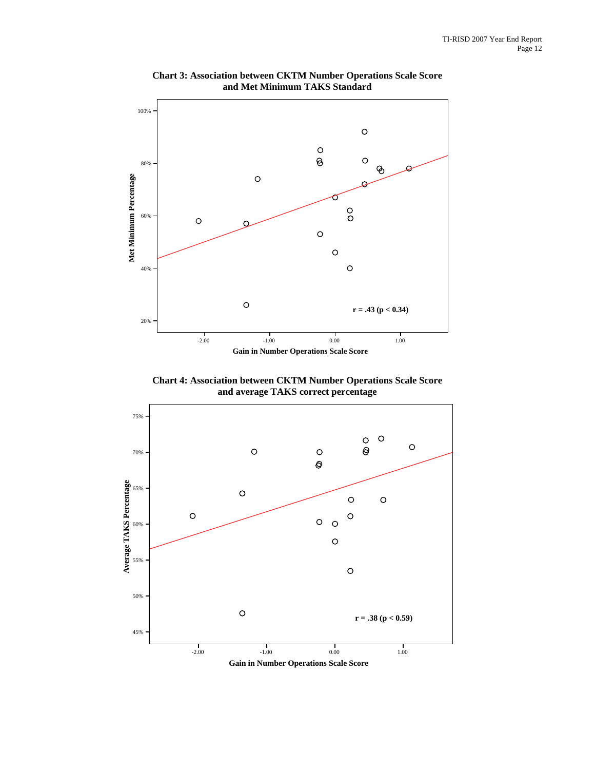**Chart 3: Association between CKTM Number Operations Scale Score and Met Minimum TAKS Standard**

Met Minimum Percentage

100%

80%

60%

40%

20%

r = .43 (p < 0.34)

-2.00 -1.00 0.00 1.00

Gain in Number Operations Scale Score

**Chart 4: Association between CKTM Number Operations Scale Score and average TAKS correct percentage**

Average TAKS Percentage

75%

70%

65%

60%

55%

50%

45%

r = .38 (p < 0.59)

-2.00 -1.00 0.00 1.00

Gain in Number Operations Scale Score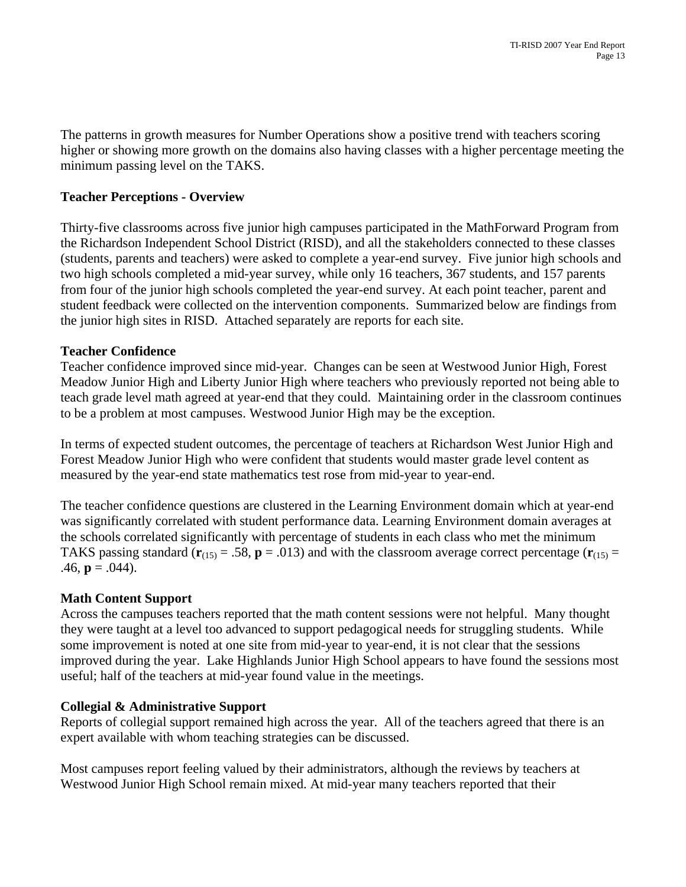The patterns in growth measures for Number Operations show a positive trend with teachers scoring higher or showing more growth on the domains also having classes with a higher percentage meeting the minimum passing level on the TAKS.

**Teacher Perceptions - Overview**

Thirty-five classrooms across five junior high campuses participated in the MathForward Program from the Richardson Independent School District (RISD), and all the stakeholders connected to these classes (students, parents and teachers) were asked to complete a year-end survey. Five junior high schools and two high schools completed a mid-year survey, while only 16 teachers, 367 students, and 157 parents from four of the junior high schools completed the year-end survey. At each point teacher, parent and student feedback were collected on the intervention components. Summarized below are findings from the junior high sites in RISD. Attached separately are reports for each site.

**Teacher Confidence**

Teacher confidence improved since mid-year. Changes can be seen at Westwood Junior High, Forest Meadow Junior High and Liberty Junior High where teachers who previously reported not being able to teach grade level math agreed at year-end that they could. Maintaining order in the classroom continues to be a problem at most campuses. Westwood Junior High may be the exception.

In terms of expected student outcomes, the percentage of teachers at Richardson West Junior High and Forest Meadow Junior High who were confident that students would master grade level content as measured by the year-end state mathematics test rose from mid-year to year-end.

The teacher confidence questions are clustered in the Learning Environment domain which at year-end was significantly correlated with student performance data. Learning Environment domain averages at the schools correlated significantly with percentage of students in each class who met the minimum TAKS passing standard ($\mathbf{r}_{(15)} = .58$, $\mathbf{p} = .013$) and with the classroom average correct percentage ($\mathbf{r}_{(15)} = .46$, $\mathbf{p} = .044$).

**Math Content Support**

Across the campuses teachers reported that the math content sessions were not helpful. Many thought they were taught at a level too advanced to support pedagogical needs for struggling students. While some improvement is noted at one site from mid-year to year-end, it is not clear that the sessions improved during the year. Lake Highlands Junior High School appears to have found the sessions most useful; half of the teachers at mid-year found value in the meetings.

**Collegial & Administrative Support**

Reports of collegial support remained high across the year. All of the teachers agreed that there is an expert available with whom teaching strategies can be discussed.

Most campuses report feeling valued by their administrators, although the reviews by teachers at Westwood Junior High School remain mixed. At mid-year many teachers reported that their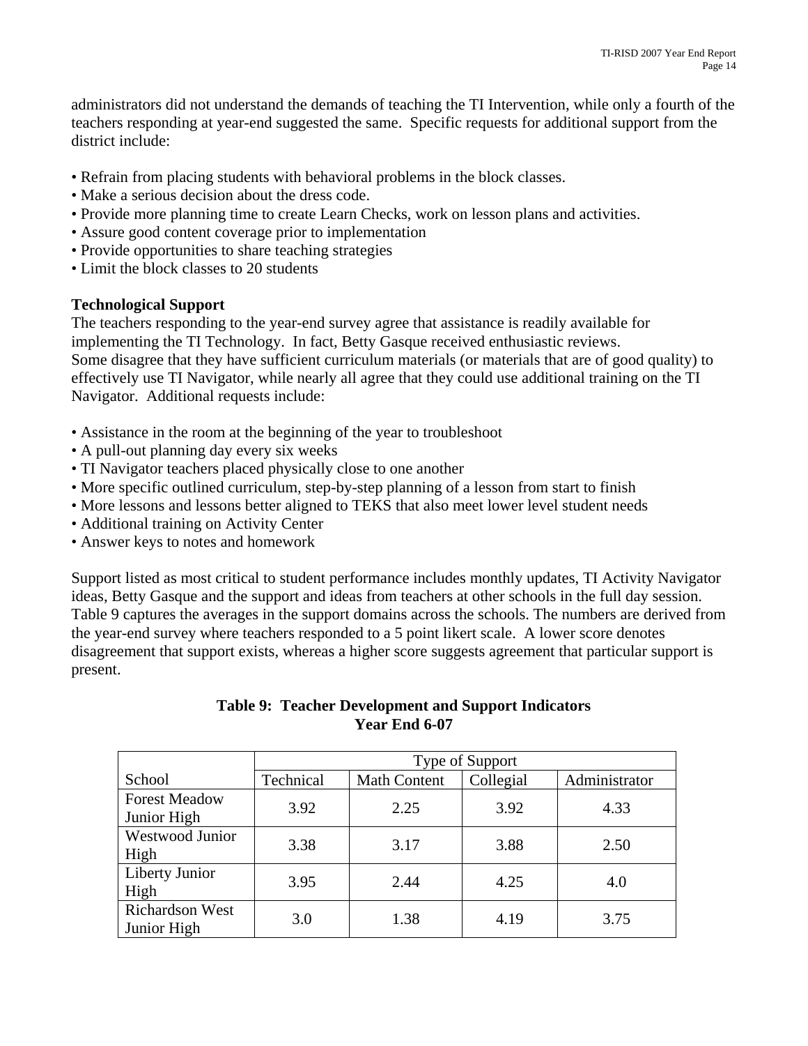administrators did not understand the demands of teaching the TI Intervention, while only a fourth of the teachers responding at year-end suggested the same. Specific requests for additional support from the district include:

• Refrain from placing students with behavioral problems in the block classes.
• Make a serious decision about the dress code.
• Provide more planning time to create Learn Checks, work on lesson plans and activities.
• Assure good content coverage prior to implementation
• Provide opportunities to share teaching strategies
• Limit the block classes to 20 students

**Technological Support**

The teachers responding to the year-end survey agree that assistance is readily available for implementing the TI Technology. In fact, Betty Gasque received enthusiastic reviews. Some disagree that they have sufficient curriculum materials (or materials that are of good quality) to effectively use TI Navigator, while nearly all agree that they could use additional training on the TI Navigator. Additional requests include:

• Assistance in the room at the beginning of the year to troubleshoot
• A pull-out planning day every six weeks
• TI Navigator teachers placed physically close to one another
• More specific outlined curriculum, step-by-step planning of a lesson from start to finish
• More lessons and lessons better aligned to TEKS that also meet lower level student needs
• Additional training on Activity Center
• Answer keys to notes and homework

Support listed as most critical to student performance includes monthly updates, TI Activity Navigator ideas, Betty Gasque and the support and ideas from teachers at other schools in the full day session. Table 9 captures the averages in the support domains across the schools. The numbers are derived from the year-end survey where teachers responded to a 5 point likert scale. A lower score denotes disagreement that support exists, whereas a higher score suggests agreement that particular support is present.

**Table 9: Teacher Development and Support Indicators**
**Year End 6-07**

| | Type of Support | | | |
|---|---|---|---|---|
| School | Technical | Math Content | Collegial | Administrator |
| Forest Meadow Junior High | 3.92 | 2.25 | 3.92 | 4.33 |
| Westwood Junior High | 3.38 | 3.17 | 3.88 | 2.50 |
| Liberty Junior High | 3.95 | 2.44 | 4.25 | 4.0 |
| Richardson West Junior High | 3.0 | 1.38 | 4.19 | 3.75 |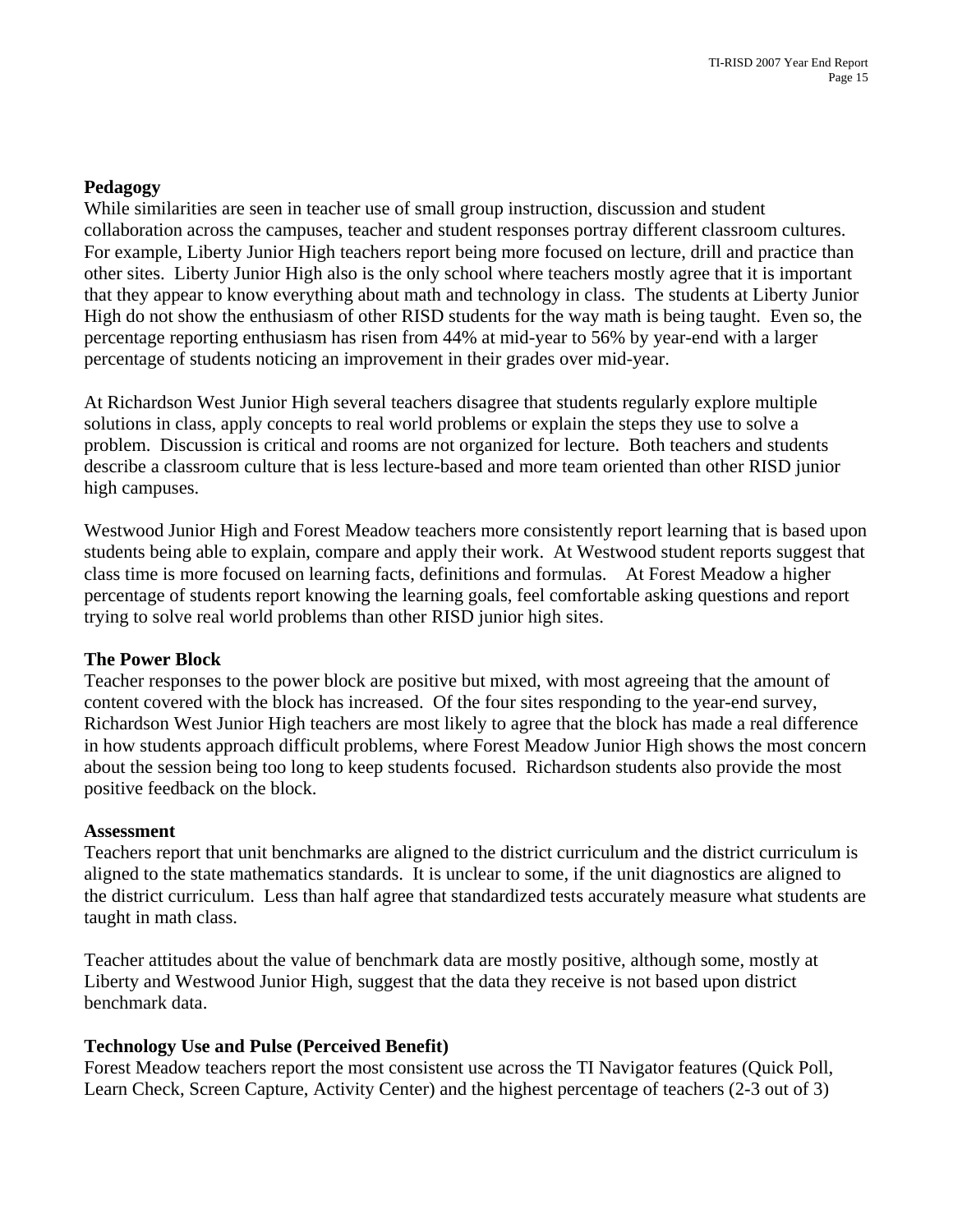**Pedagogy**

While similarities are seen in teacher use of small group instruction, discussion and student collaboration across the campuses, teacher and student responses portray different classroom cultures. For example, Liberty Junior High teachers report being more focused on lecture, drill and practice than other sites. Liberty Junior High also is the only school where teachers mostly agree that it is important that they appear to know everything about math and technology in class. The students at Liberty Junior High do not show the enthusiasm of other RISD students for the way math is being taught. Even so, the percentage reporting enthusiasm has risen from 44% at mid-year to 56% by year-end with a larger percentage of students noticing an improvement in their grades over mid-year.

At Richardson West Junior High several teachers disagree that students regularly explore multiple solutions in class, apply concepts to real world problems or explain the steps they use to solve a problem. Discussion is critical and rooms are not organized for lecture. Both teachers and students describe a classroom culture that is less lecture-based and more team oriented than other RISD junior high campuses.

Westwood Junior High and Forest Meadow teachers more consistently report learning that is based upon students being able to explain, compare and apply their work. At Westwood student reports suggest that class time is more focused on learning facts, definitions and formulas. At Forest Meadow a higher percentage of students report knowing the learning goals, feel comfortable asking questions and report trying to solve real world problems than other RISD junior high sites.

**The Power Block**

Teacher responses to the power block are positive but mixed, with most agreeing that the amount of content covered with the block has increased. Of the four sites responding to the year-end survey, Richardson West Junior High teachers are most likely to agree that the block has made a real difference in how students approach difficult problems, where Forest Meadow Junior High shows the most concern about the session being too long to keep students focused. Richardson students also provide the most positive feedback on the block.

**Assessment**

Teachers report that unit benchmarks are aligned to the district curriculum and the district curriculum is aligned to the state mathematics standards. It is unclear to some, if the unit diagnostics are aligned to the district curriculum. Less than half agree that standardized tests accurately measure what students are taught in math class.

Teacher attitudes about the value of benchmark data are mostly positive, although some, mostly at Liberty and Westwood Junior High, suggest that the data they receive is not based upon district benchmark data.

**Technology Use and Pulse (Perceived Benefit)**

Forest Meadow teachers report the most consistent use across the TI Navigator features (Quick Poll, Learn Check, Screen Capture, Activity Center) and the highest percentage of teachers (2-3 out of 3)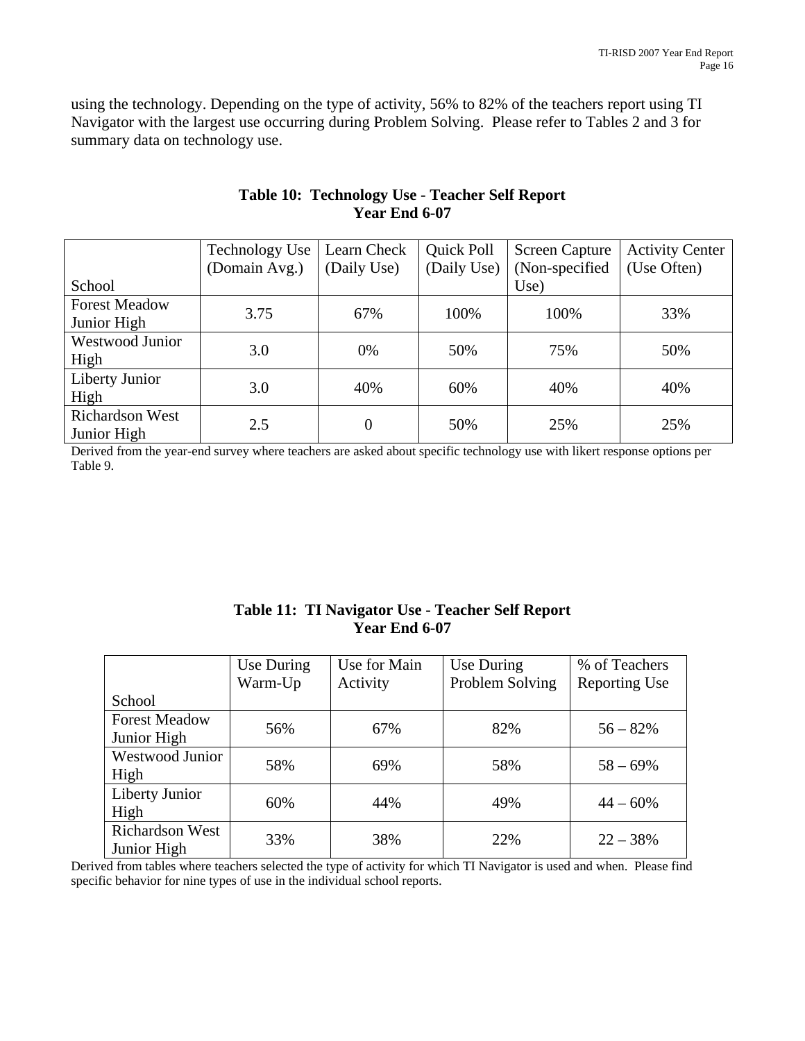using the technology. Depending on the type of activity, 56% to 82% of the teachers report using TI Navigator with the largest use occurring during Problem Solving. Please refer to Tables 2 and 3 for summary data on technology use.

**Table 10: Technology Use - Teacher Self Report**
**Year End 6-07**

| School | Technology Use (Domain Avg.) | Learn Check (Daily Use) | Quick Poll (Daily Use) | Screen Capture (Non-specified Use) | Activity Center (Use Often) |
|---|---|---|---|---|---|
| Forest Meadow Junior High | 3.75 | 67% | 100% | 100% | 33% |
| Westwood Junior High | 3.0 | 0% | 50% | 75% | 50% |
| Liberty Junior High | 3.0 | 40% | 60% | 40% | 40% |
| Richardson West Junior High | 2.5 | 0 | 50% | 25% | 25% |

Derived from the year-end survey where teachers are asked about specific technology use with likert response options per Table 9.

**Table 11: TI Navigator Use - Teacher Self Report**
**Year End 6-07**

| School | Use During Warm-Up | Use for Main Activity | Use During Problem Solving | % of Teachers Reporting Use |
|---|---|---|---|---|
| Forest Meadow Junior High | 56% | 67% | 82% | 56 – 82% |
| Westwood Junior High | 58% | 69% | 58% | 58 – 69% |
| Liberty Junior High | 60% | 44% | 49% | 44 – 60% |
| Richardson West Junior High | 33% | 38% | 22% | 22 – 38% |

Derived from tables where teachers selected the type of activity for which TI Navigator is used and when. Please find specific behavior for nine types of use in the individual school reports.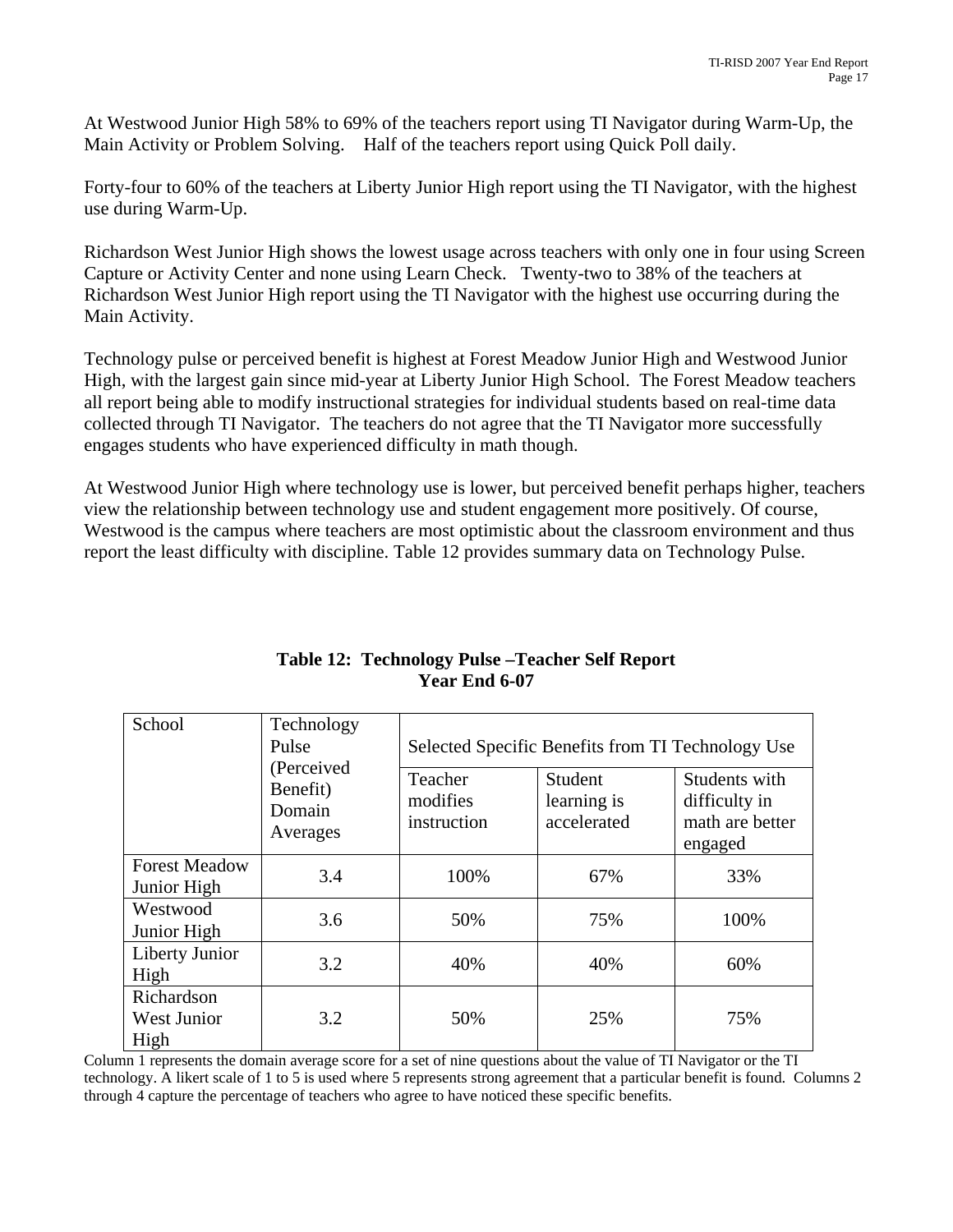At Westwood Junior High 58% to 69% of the teachers report using TI Navigator during Warm-Up, the Main Activity or Problem Solving.  Half of the teachers report using Quick Poll daily.

Forty-four to 60% of the teachers at Liberty Junior High report using the TI Navigator, with the highest use during Warm-Up.

Richardson West Junior High shows the lowest usage across teachers with only one in four using Screen Capture or Activity Center and none using Learn Check.  Twenty-two to 38% of the teachers at Richardson West Junior High report using the TI Navigator with the highest use occurring during the Main Activity.

Technology pulse or perceived benefit is highest at Forest Meadow Junior High and Westwood Junior High, with the largest gain since mid-year at Liberty Junior High School.  The Forest Meadow teachers all report being able to modify instructional strategies for individual students based on real-time data collected through TI Navigator.  The teachers do not agree that the TI Navigator more successfully engages students who have experienced difficulty in math though.

At Westwood Junior High where technology use is lower, but perceived benefit perhaps higher, teachers view the relationship between technology use and student engagement more positively. Of course, Westwood is the campus where teachers are most optimistic about the classroom environment and thus report the least difficulty with discipline. Table 12 provides summary data on Technology Pulse.

**Table 12:  Technology Pulse –Teacher Self Report**
**Year End 6-07**

| School | Technology Pulse (Perceived Benefit) Domain Averages | Selected Specific Benefits from TI Technology Use | | |
|---|---|---|---|---|
| | | Teacher modifies instruction | Student learning is accelerated | Students with difficulty in math are better engaged |
| Forest Meadow Junior High | 3.4 | 100% | 67% | 33% |
| Westwood Junior High | 3.6 | 50% | 75% | 100% |
| Liberty Junior High | 3.2 | 40% | 40% | 60% |
| Richardson West Junior High | 3.2 | 50% | 25% | 75% |

Column 1 represents the domain average score for a set of nine questions about the value of TI Navigator or the TI technology. A likert scale of 1 to 5 is used where 5 represents strong agreement that a particular benefit is found.  Columns 2 through 4 capture the percentage of teachers who agree to have noticed these specific benefits.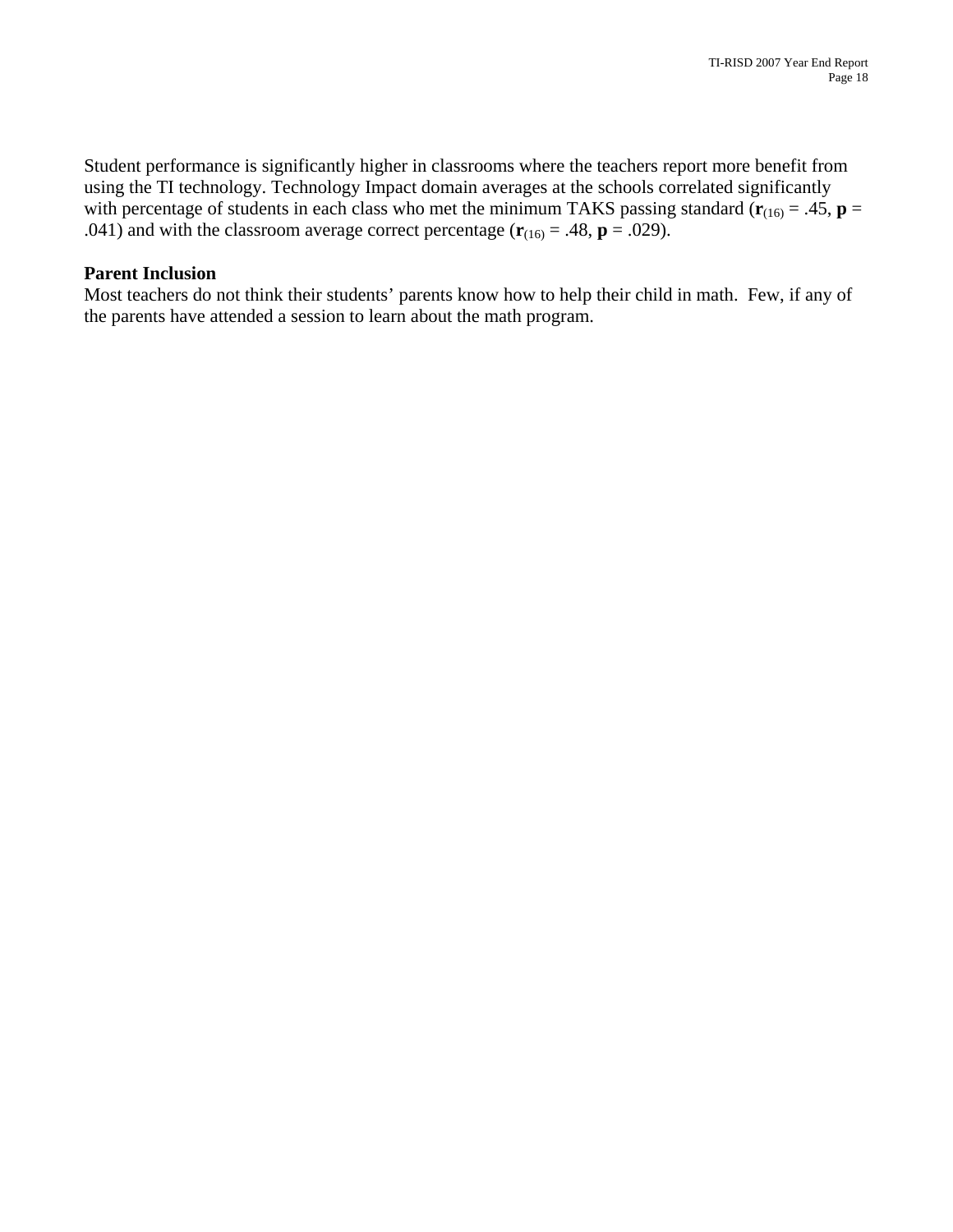Student performance is significantly higher in classrooms where the teachers report more benefit from using the TI technology. Technology Impact domain averages at the schools correlated significantly with percentage of students in each class who met the minimum TAKS passing standard ($\mathbf{r}_{(16)} = .45$, $\mathbf{p} = .041$) and with the classroom average correct percentage ($\mathbf{r}_{(16)} = .48$, $\mathbf{p} = .029$).

**Parent Inclusion**

Most teachers do not think their students' parents know how to help their child in math. Few, if any of the parents have attended a session to learn about the math program.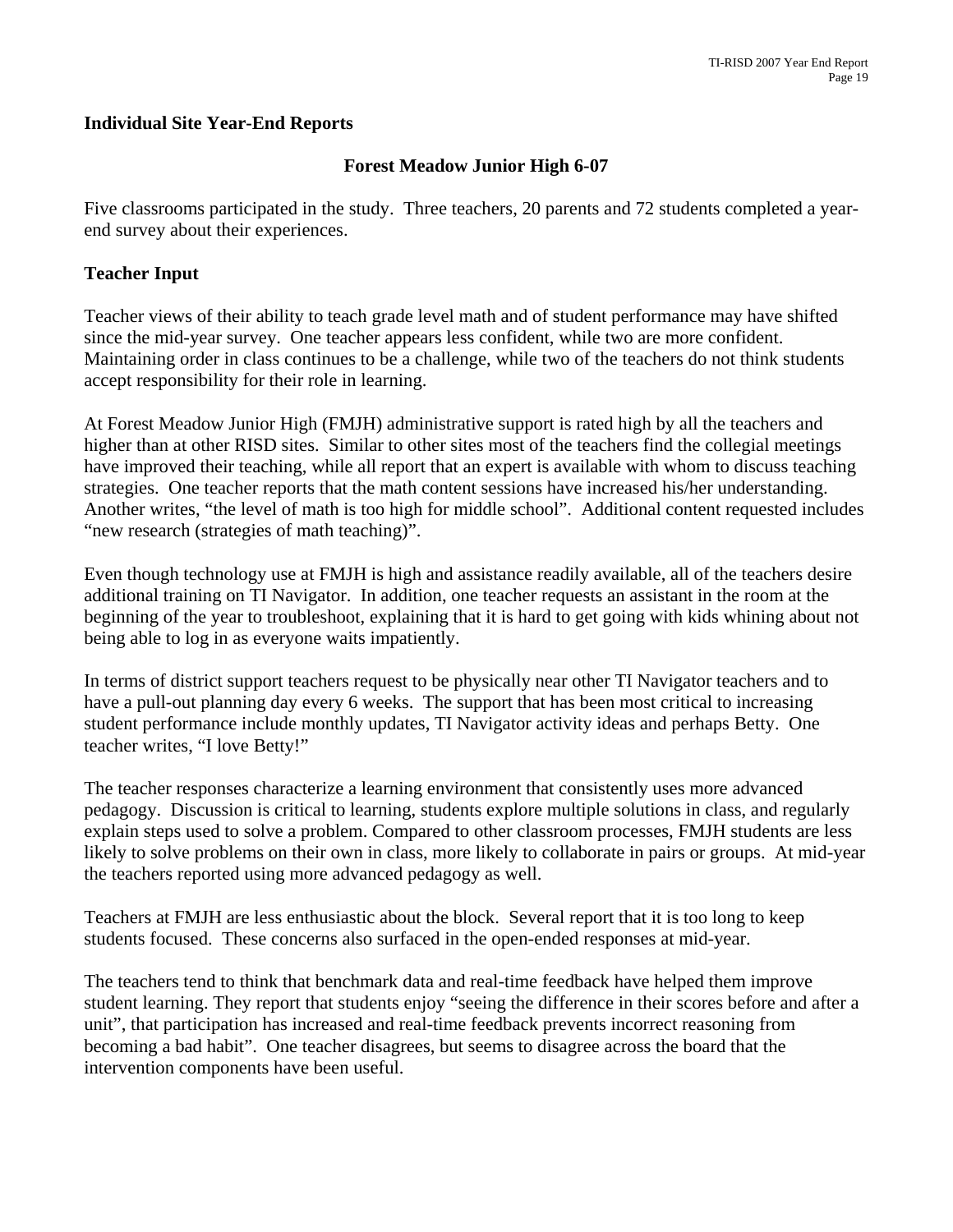## Individual Site Year-End Reports

### Forest Meadow Junior High 6-07

Five classrooms participated in the study. Three teachers, 20 parents and 72 students completed a year-end survey about their experiences.

### Teacher Input

Teacher views of their ability to teach grade level math and of student performance may have shifted since the mid-year survey. One teacher appears less confident, while two are more confident. Maintaining order in class continues to be a challenge, while two of the teachers do not think students accept responsibility for their role in learning.

At Forest Meadow Junior High (FMJH) administrative support is rated high by all the teachers and higher than at other RISD sites. Similar to other sites most of the teachers find the collegial meetings have improved their teaching, while all report that an expert is available with whom to discuss teaching strategies. One teacher reports that the math content sessions have increased his/her understanding. Another writes, "the level of math is too high for middle school". Additional content requested includes "new research (strategies of math teaching)".

Even though technology use at FMJH is high and assistance readily available, all of the teachers desire additional training on TI Navigator. In addition, one teacher requests an assistant in the room at the beginning of the year to troubleshoot, explaining that it is hard to get going with kids whining about not being able to log in as everyone waits impatiently.

In terms of district support teachers request to be physically near other TI Navigator teachers and to have a pull-out planning day every 6 weeks. The support that has been most critical to increasing student performance include monthly updates, TI Navigator activity ideas and perhaps Betty. One teacher writes, "I love Betty!"

The teacher responses characterize a learning environment that consistently uses more advanced pedagogy. Discussion is critical to learning, students explore multiple solutions in class, and regularly explain steps used to solve a problem. Compared to other classroom processes, FMJH students are less likely to solve problems on their own in class, more likely to collaborate in pairs or groups. At mid-year the teachers reported using more advanced pedagogy as well.

Teachers at FMJH are less enthusiastic about the block. Several report that it is too long to keep students focused. These concerns also surfaced in the open-ended responses at mid-year.

The teachers tend to think that benchmark data and real-time feedback have helped them improve student learning. They report that students enjoy "seeing the difference in their scores before and after a unit", that participation has increased and real-time feedback prevents incorrect reasoning from becoming a bad habit". One teacher disagrees, but seems to disagree across the board that the intervention components have been useful.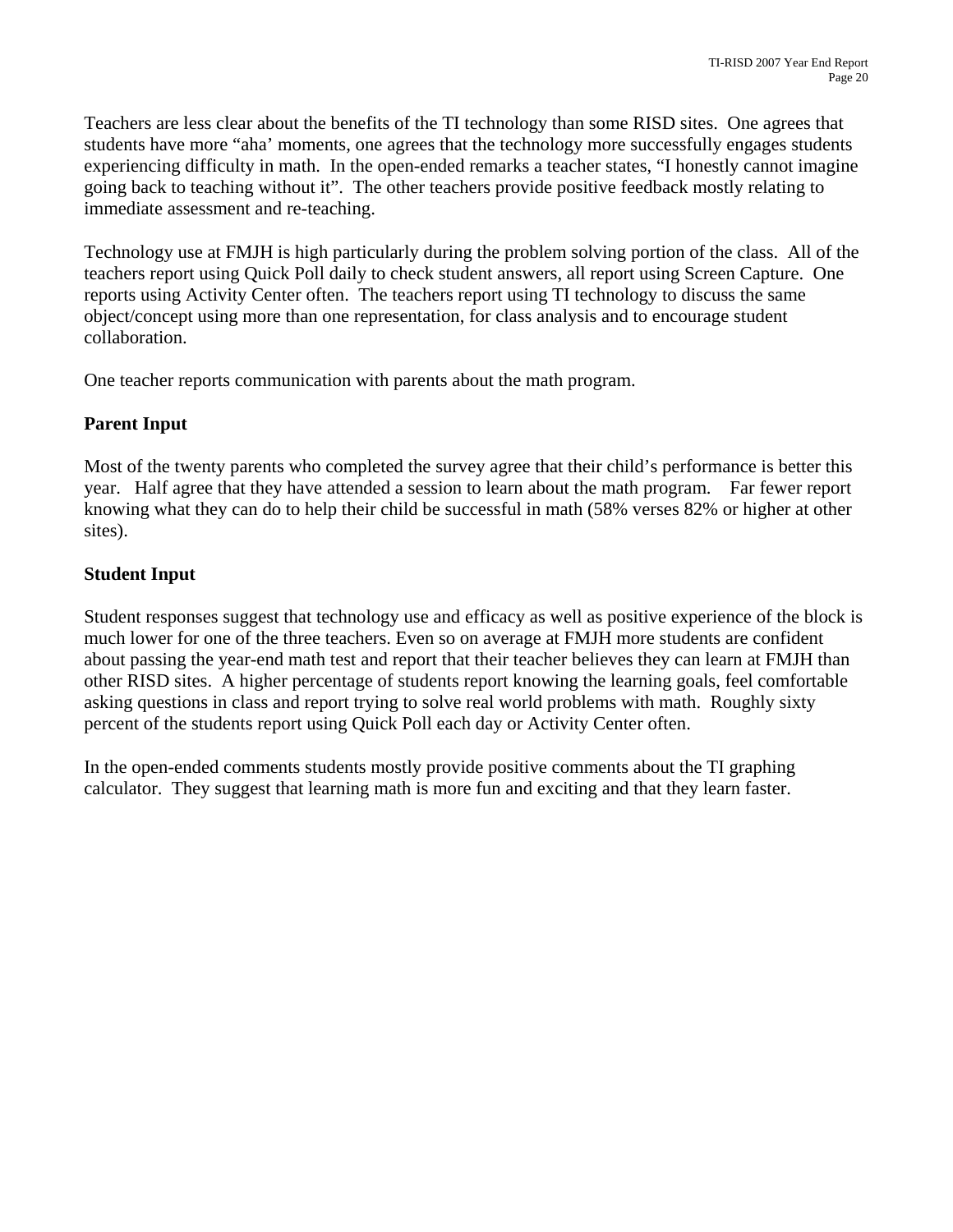Teachers are less clear about the benefits of the TI technology than some RISD sites. One agrees that students have more “aha’ moments, one agrees that the technology more successfully engages students experiencing difficulty in math. In the open-ended remarks a teacher states, “I honestly cannot imagine going back to teaching without it”. The other teachers provide positive feedback mostly relating to immediate assessment and re-teaching.

Technology use at FMJH is high particularly during the problem solving portion of the class. All of the teachers report using Quick Poll daily to check student answers, all report using Screen Capture. One reports using Activity Center often. The teachers report using TI technology to discuss the same object/concept using more than one representation, for class analysis and to encourage student collaboration.

One teacher reports communication with parents about the math program.

**Parent Input**

Most of the twenty parents who completed the survey agree that their child’s performance is better this year. Half agree that they have attended a session to learn about the math program. Far fewer report knowing what they can do to help their child be successful in math (58% verses 82% or higher at other sites).

**Student Input**

Student responses suggest that technology use and efficacy as well as positive experience of the block is much lower for one of the three teachers. Even so on average at FMJH more students are confident about passing the year-end math test and report that their teacher believes they can learn at FMJH than other RISD sites. A higher percentage of students report knowing the learning goals, feel comfortable asking questions in class and report trying to solve real world problems with math. Roughly sixty percent of the students report using Quick Poll each day or Activity Center often.

In the open-ended comments students mostly provide positive comments about the TI graphing calculator. They suggest that learning math is more fun and exciting and that they learn faster.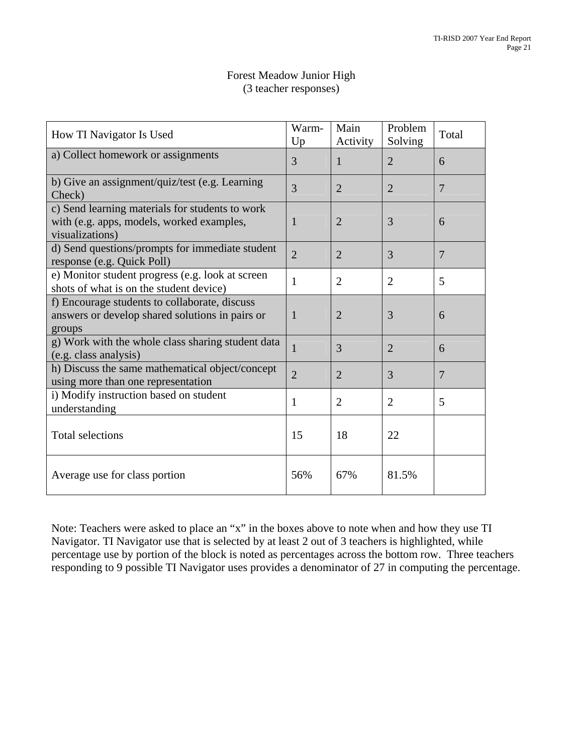Forest Meadow Junior High
(3 teacher responses)

| How TI Navigator Is Used | Warm-Up | Main Activity | Problem Solving | Total |
|---|---|---|---|---|
| a) Collect homework or assignments | 3 | 1 | 2 | 6 |
| b) Give an assignment/quiz/test (e.g. Learning Check) | 3 | 2 | 2 | 7 |
| c) Send learning materials for students to work with (e.g. apps, models, worked examples, visualizations) | 1 | 2 | 3 | 6 |
| d) Send questions/prompts for immediate student response (e.g. Quick Poll) | 2 | 2 | 3 | 7 |
| e) Monitor student progress (e.g. look at screen shots of what is on the student device) | 1 | 2 | 2 | 5 |
| f) Encourage students to collaborate, discuss answers or develop shared solutions in pairs or groups | 1 | 2 | 3 | 6 |
| g) Work with the whole class sharing student data (e.g. class analysis) | 1 | 3 | 2 | 6 |
| h) Discuss the same mathematical object/concept using more than one representation | 2 | 2 | 3 | 7 |
| i) Modify instruction based on student understanding | 1 | 2 | 2 | 5 |
| Total selections | 15 | 18 | 22 | |
| Average use for class portion | 56% | 67% | 81.5% | |

Note: Teachers were asked to place an "x" in the boxes above to note when and how they use TI Navigator. TI Navigator use that is selected by at least 2 out of 3 teachers is highlighted, while percentage use by portion of the block is noted as percentages across the bottom row. Three teachers responding to 9 possible TI Navigator uses provides a denominator of 27 in computing the percentage.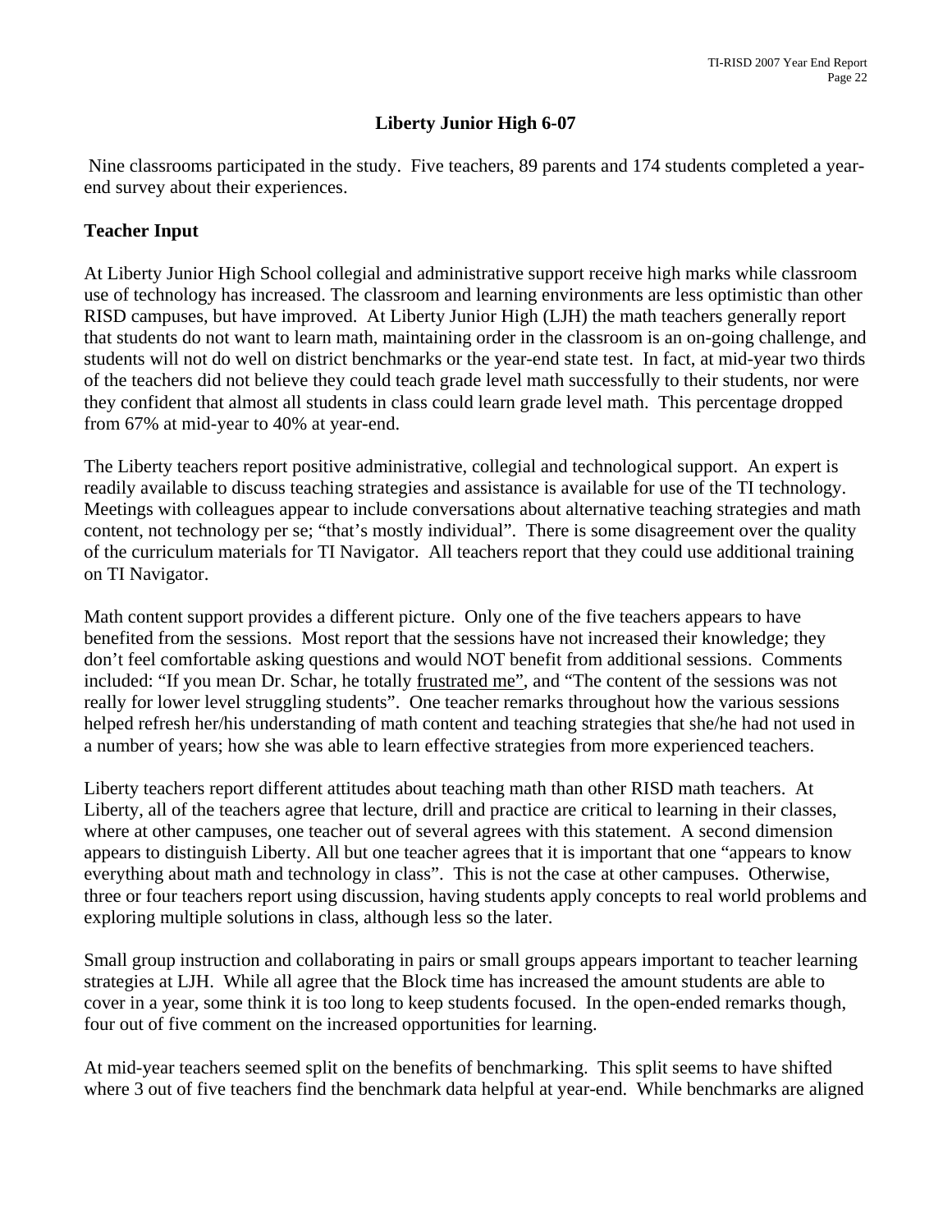## Liberty Junior High 6-07

Nine classrooms participated in the study. Five teachers, 89 parents and 174 students completed a year-end survey about their experiences.

### Teacher Input

At Liberty Junior High School collegial and administrative support receive high marks while classroom use of technology has increased. The classroom and learning environments are less optimistic than other RISD campuses, but have improved. At Liberty Junior High (LJH) the math teachers generally report that students do not want to learn math, maintaining order in the classroom is an on-going challenge, and students will not do well on district benchmarks or the year-end state test. In fact, at mid-year two thirds of the teachers did not believe they could teach grade level math successfully to their students, nor were they confident that almost all students in class could learn grade level math. This percentage dropped from 67% at mid-year to 40% at year-end.

The Liberty teachers report positive administrative, collegial and technological support. An expert is readily available to discuss teaching strategies and assistance is available for use of the TI technology. Meetings with colleagues appear to include conversations about alternative teaching strategies and math content, not technology per se; "that's mostly individual". There is some disagreement over the quality of the curriculum materials for TI Navigator. All teachers report that they could use additional training on TI Navigator.

Math content support provides a different picture. Only one of the five teachers appears to have benefited from the sessions. Most report that the sessions have not increased their knowledge; they don't feel comfortable asking questions and would NOT benefit from additional sessions. Comments included: "If you mean Dr. Schar, he totally <u>frustrated me"</u>, and "The content of the sessions was not really for lower level struggling students". One teacher remarks throughout how the various sessions helped refresh her/his understanding of math content and teaching strategies that she/he had not used in a number of years; how she was able to learn effective strategies from more experienced teachers.

Liberty teachers report different attitudes about teaching math than other RISD math teachers. At Liberty, all of the teachers agree that lecture, drill and practice are critical to learning in their classes, where at other campuses, one teacher out of several agrees with this statement. A second dimension appears to distinguish Liberty. All but one teacher agrees that it is important that one "appears to know everything about math and technology in class". This is not the case at other campuses. Otherwise, three or four teachers report using discussion, having students apply concepts to real world problems and exploring multiple solutions in class, although less so the later.

Small group instruction and collaborating in pairs or small groups appears important to teacher learning strategies at LJH. While all agree that the Block time has increased the amount students are able to cover in a year, some think it is too long to keep students focused. In the open-ended remarks though, four out of five comment on the increased opportunities for learning.

At mid-year teachers seemed split on the benefits of benchmarking. This split seems to have shifted where 3 out of five teachers find the benchmark data helpful at year-end. While benchmarks are aligned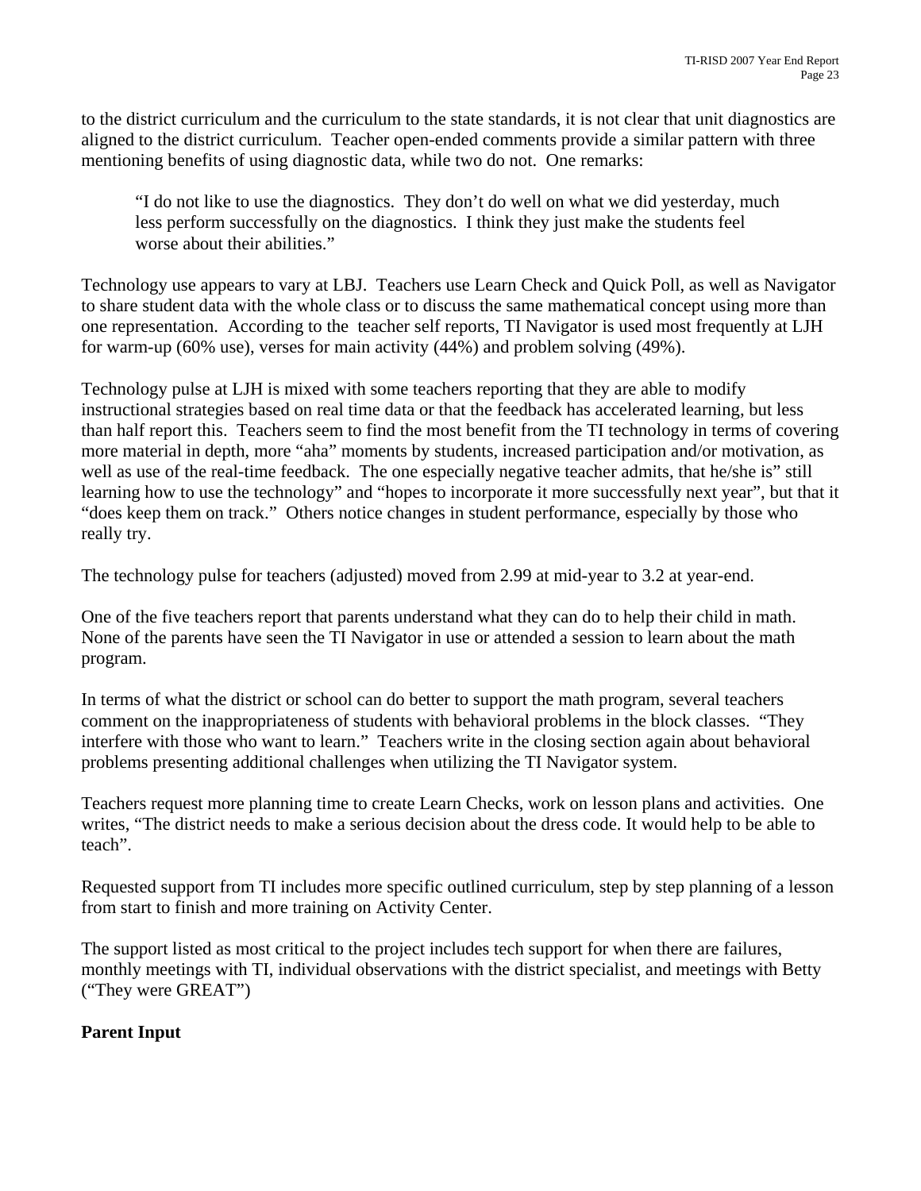to the district curriculum and the curriculum to the state standards, it is not clear that unit diagnostics are aligned to the district curriculum. Teacher open-ended comments provide a similar pattern with three mentioning benefits of using diagnostic data, while two do not. One remarks:

> "I do not like to use the diagnostics. They don't do well on what we did yesterday, much less perform successfully on the diagnostics. I think they just make the students feel worse about their abilities."

Technology use appears to vary at LBJ. Teachers use Learn Check and Quick Poll, as well as Navigator to share student data with the whole class or to discuss the same mathematical concept using more than one representation. According to the teacher self reports, TI Navigator is used most frequently at LJH for warm-up (60% use), verses for main activity (44%) and problem solving (49%).

Technology pulse at LJH is mixed with some teachers reporting that they are able to modify instructional strategies based on real time data or that the feedback has accelerated learning, but less than half report this. Teachers seem to find the most benefit from the TI technology in terms of covering more material in depth, more "aha" moments by students, increased participation and/or motivation, as well as use of the real-time feedback. The one especially negative teacher admits, that he/she is" still learning how to use the technology" and "hopes to incorporate it more successfully next year", but that it "does keep them on track." Others notice changes in student performance, especially by those who really try.

The technology pulse for teachers (adjusted) moved from 2.99 at mid-year to 3.2 at year-end.

One of the five teachers report that parents understand what they can do to help their child in math. None of the parents have seen the TI Navigator in use or attended a session to learn about the math program.

In terms of what the district or school can do better to support the math program, several teachers comment on the inappropriateness of students with behavioral problems in the block classes. "They interfere with those who want to learn." Teachers write in the closing section again about behavioral problems presenting additional challenges when utilizing the TI Navigator system.

Teachers request more planning time to create Learn Checks, work on lesson plans and activities. One writes, "The district needs to make a serious decision about the dress code. It would help to be able to teach".

Requested support from TI includes more specific outlined curriculum, step by step planning of a lesson from start to finish and more training on Activity Center.

The support listed as most critical to the project includes tech support for when there are failures, monthly meetings with TI, individual observations with the district specialist, and meetings with Betty ("They were GREAT")

**Parent Input**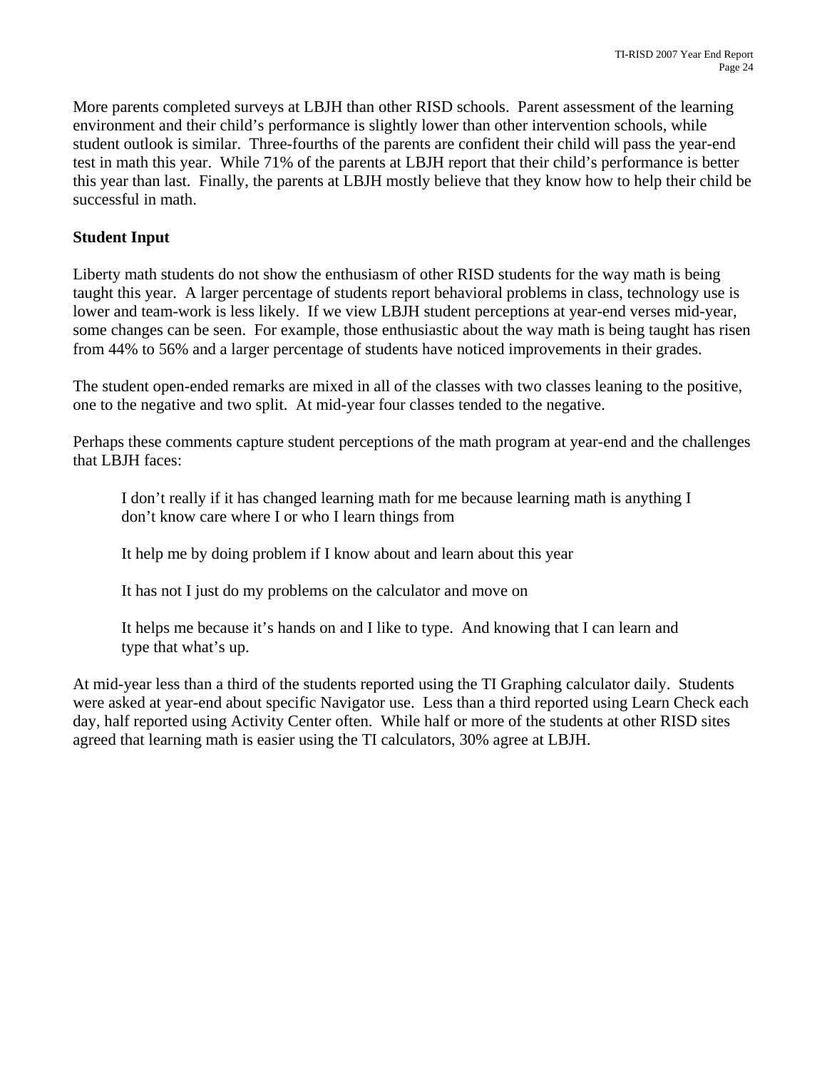More parents completed surveys at LBJH than other RISD schools. Parent assessment of the learning environment and their child's performance is slightly lower than other intervention schools, while student outlook is similar. Three-fourths of the parents are confident their child will pass the year-end test in math this year. While 71% of the parents at LBJH report that their child's performance is better this year than last. Finally, the parents at LBJH mostly believe that they know how to help their child be successful in math.

**Student Input**

Liberty math students do not show the enthusiasm of other RISD students for the way math is being taught this year. A larger percentage of students report behavioral problems in class, technology use is lower and team-work is less likely. If we view LBJH student perceptions at year-end verses mid-year, some changes can be seen. For example, those enthusiastic about the way math is being taught has risen from 44% to 56% and a larger percentage of students have noticed improvements in their grades.

The student open-ended remarks are mixed in all of the classes with two classes leaning to the positive, one to the negative and two split. At mid-year four classes tended to the negative.

Perhaps these comments capture student perceptions of the math program at year-end and the challenges that LBJH faces:

> I don't really if it has changed learning math for me because learning math is anything I don't know care where I or who I learn things from
>
> It help me by doing problem if I know about and learn about this year
>
> It has not I just do my problems on the calculator and move on
>
> It helps me because it's hands on and I like to type. And knowing that I can learn and type that what's up.

At mid-year less than a third of the students reported using the TI Graphing calculator daily. Students were asked at year-end about specific Navigator use. Less than a third reported using Learn Check each day, half reported using Activity Center often. While half or more of the students at other RISD sites agreed that learning math is easier using the TI calculators, 30% agree at LBJH.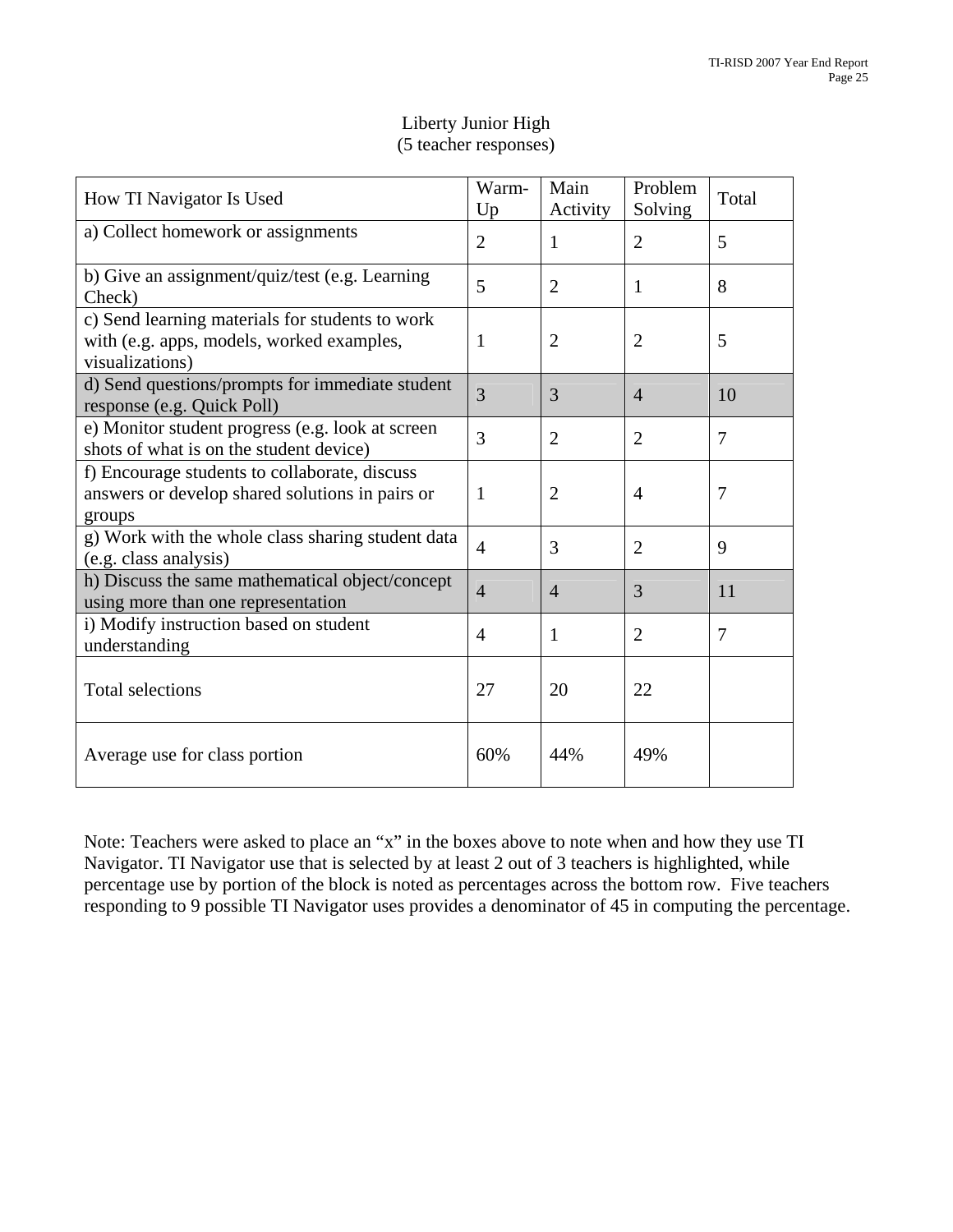Liberty Junior High
(5 teacher responses)

| How TI Navigator Is Used | Warm-Up | Main Activity | Problem Solving | Total |
|---|---|---|---|---|
| a) Collect homework or assignments | 2 | 1 | 2 | 5 |
| b) Give an assignment/quiz/test (e.g. Learning Check) | 5 | 2 | 1 | 8 |
| c) Send learning materials for students to work with (e.g. apps, models, worked examples, visualizations) | 1 | 2 | 2 | 5 |
| d) Send questions/prompts for immediate student response (e.g. Quick Poll) | 3 | 3 | 4 | 10 |
| e) Monitor student progress (e.g. look at screen shots of what is on the student device) | 3 | 2 | 2 | 7 |
| f) Encourage students to collaborate, discuss answers or develop shared solutions in pairs or groups | 1 | 2 | 4 | 7 |
| g) Work with the whole class sharing student data (e.g. class analysis) | 4 | 3 | 2 | 9 |
| h) Discuss the same mathematical object/concept using more than one representation | 4 | 4 | 3 | 11 |
| i) Modify instruction based on student understanding | 4 | 1 | 2 | 7 |
| Total selections | 27 | 20 | 22 | |
| Average use for class portion | 60% | 44% | 49% | |

Note: Teachers were asked to place an "x" in the boxes above to note when and how they use TI Navigator. TI Navigator use that is selected by at least 2 out of 3 teachers is highlighted, while percentage use by portion of the block is noted as percentages across the bottom row. Five teachers responding to 9 possible TI Navigator uses provides a denominator of 45 in computing the percentage.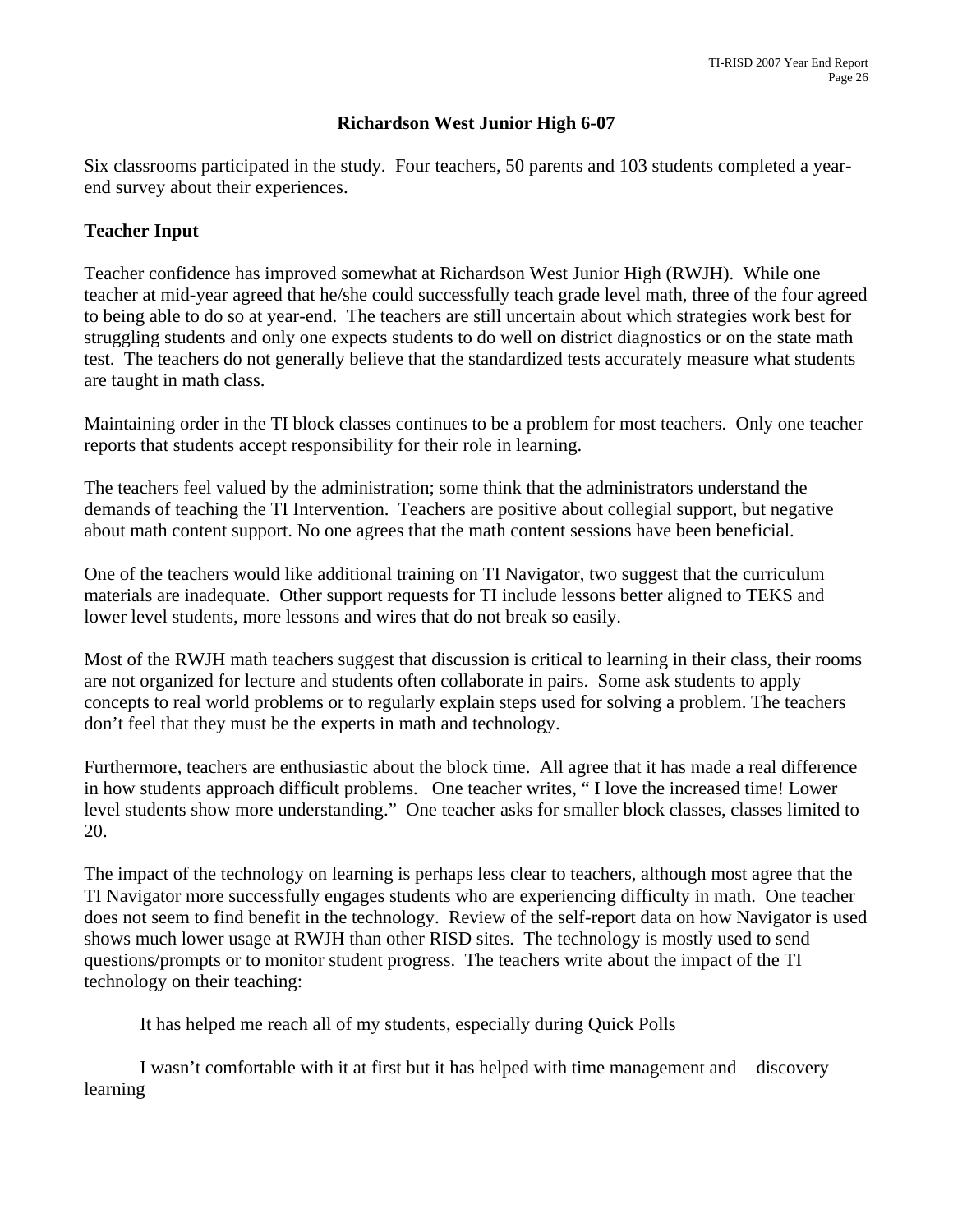## Richardson West Junior High 6-07

Six classrooms participated in the study. Four teachers, 50 parents and 103 students completed a year-end survey about their experiences.

### Teacher Input

Teacher confidence has improved somewhat at Richardson West Junior High (RWJH). While one teacher at mid-year agreed that he/she could successfully teach grade level math, three of the four agreed to being able to do so at year-end. The teachers are still uncertain about which strategies work best for struggling students and only one expects students to do well on district diagnostics or on the state math test. The teachers do not generally believe that the standardized tests accurately measure what students are taught in math class.

Maintaining order in the TI block classes continues to be a problem for most teachers. Only one teacher reports that students accept responsibility for their role in learning.

The teachers feel valued by the administration; some think that the administrators understand the demands of teaching the TI Intervention. Teachers are positive about collegial support, but negative about math content support. No one agrees that the math content sessions have been beneficial.

One of the teachers would like additional training on TI Navigator, two suggest that the curriculum materials are inadequate. Other support requests for TI include lessons better aligned to TEKS and lower level students, more lessons and wires that do not break so easily.

Most of the RWJH math teachers suggest that discussion is critical to learning in their class, their rooms are not organized for lecture and students often collaborate in pairs. Some ask students to apply concepts to real world problems or to regularly explain steps used for solving a problem. The teachers don't feel that they must be the experts in math and technology.

Furthermore, teachers are enthusiastic about the block time. All agree that it has made a real difference in how students approach difficult problems. One teacher writes, " I love the increased time! Lower level students show more understanding." One teacher asks for smaller block classes, classes limited to 20.

The impact of the technology on learning is perhaps less clear to teachers, although most agree that the TI Navigator more successfully engages students who are experiencing difficulty in math. One teacher does not seem to find benefit in the technology. Review of the self-report data on how Navigator is used shows much lower usage at RWJH than other RISD sites. The technology is mostly used to send questions/prompts or to monitor student progress. The teachers write about the impact of the TI technology on their teaching:

> It has helped me reach all of my students, especially during Quick Polls

> I wasn't comfortable with it at first but it has helped with time management and discovery learning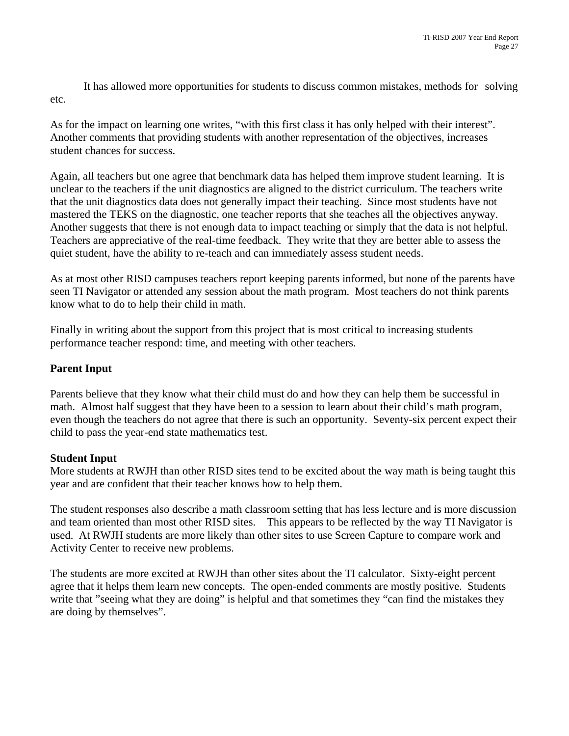It has allowed more opportunities for students to discuss common mistakes, methods for solving etc.

As for the impact on learning one writes, “with this first class it has only helped with their interest”. Another comments that providing students with another representation of the objectives, increases student chances for success.

Again, all teachers but one agree that benchmark data has helped them improve student learning. It is unclear to the teachers if the unit diagnostics are aligned to the district curriculum. The teachers write that the unit diagnostics data does not generally impact their teaching. Since most students have not mastered the TEKS on the diagnostic, one teacher reports that she teaches all the objectives anyway. Another suggests that there is not enough data to impact teaching or simply that the data is not helpful. Teachers are appreciative of the real-time feedback. They write that they are better able to assess the quiet student, have the ability to re-teach and can immediately assess student needs.

As at most other RISD campuses teachers report keeping parents informed, but none of the parents have seen TI Navigator or attended any session about the math program. Most teachers do not think parents know what to do to help their child in math.

Finally in writing about the support from this project that is most critical to increasing students performance teacher respond: time, and meeting with other teachers.

**Parent Input**

Parents believe that they know what their child must do and how they can help them be successful in math. Almost half suggest that they have been to a session to learn about their child’s math program, even though the teachers do not agree that there is such an opportunity. Seventy-six percent expect their child to pass the year-end state mathematics test.

**Student Input**

More students at RWJH than other RISD sites tend to be excited about the way math is being taught this year and are confident that their teacher knows how to help them.

The student responses also describe a math classroom setting that has less lecture and is more discussion and team oriented than most other RISD sites. This appears to be reflected by the way TI Navigator is used. At RWJH students are more likely than other sites to use Screen Capture to compare work and Activity Center to receive new problems.

The students are more excited at RWJH than other sites about the TI calculator. Sixty-eight percent agree that it helps them learn new concepts. The open-ended comments are mostly positive. Students write that ”seeing what they are doing” is helpful and that sometimes they “can find the mistakes they are doing by themselves”.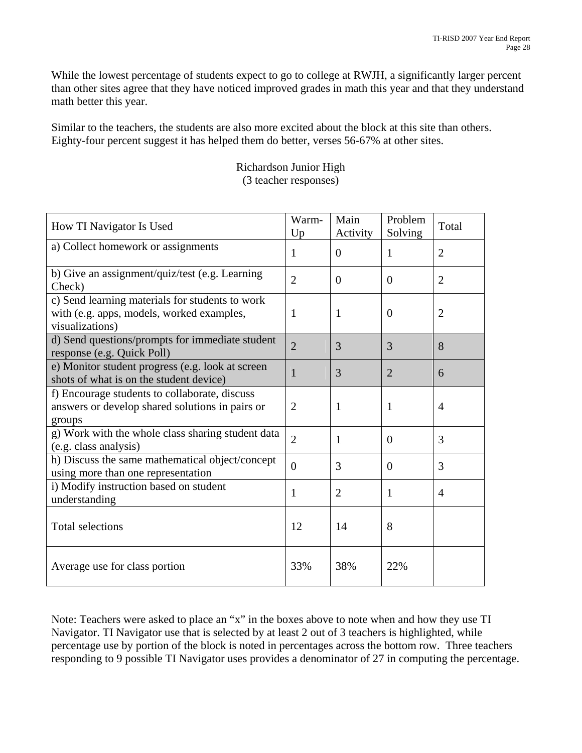While the lowest percentage of students expect to go to college at RWJH, a significantly larger percent than other sites agree that they have noticed improved grades in math this year and that they understand math better this year.

Similar to the teachers, the students are also more excited about the block at this site than others. Eighty-four percent suggest it has helped them do better, verses 56-67% at other sites.

Richardson Junior High
(3 teacher responses)

| How TI Navigator Is Used | Warm-Up | Main Activity | Problem Solving | Total |
|---|---|---|---|---|
| a) Collect homework or assignments | 1 | 0 | 1 | 2 |
| b) Give an assignment/quiz/test (e.g. Learning Check) | 2 | 0 | 0 | 2 |
| c) Send learning materials for students to work with (e.g. apps, models, worked examples, visualizations) | 1 | 1 | 0 | 2 |
| d) Send questions/prompts for immediate student response (e.g. Quick Poll) | 2 | 3 | 3 | 8 |
| e) Monitor student progress (e.g. look at screen shots of what is on the student device) | 1 | 3 | 2 | 6 |
| f) Encourage students to collaborate, discuss answers or develop shared solutions in pairs or groups | 2 | 1 | 1 | 4 |
| g) Work with the whole class sharing student data (e.g. class analysis) | 2 | 1 | 0 | 3 |
| h) Discuss the same mathematical object/concept using more than one representation | 0 | 3 | 0 | 3 |
| i) Modify instruction based on student understanding | 1 | 2 | 1 | 4 |
| Total selections | 12 | 14 | 8 | |
| Average use for class portion | 33% | 38% | 22% | |

Note: Teachers were asked to place an "x" in the boxes above to note when and how they use TI Navigator. TI Navigator use that is selected by at least 2 out of 3 teachers is highlighted, while percentage use by portion of the block is noted in percentages across the bottom row. Three teachers responding to 9 possible TI Navigator uses provides a denominator of 27 in computing the percentage.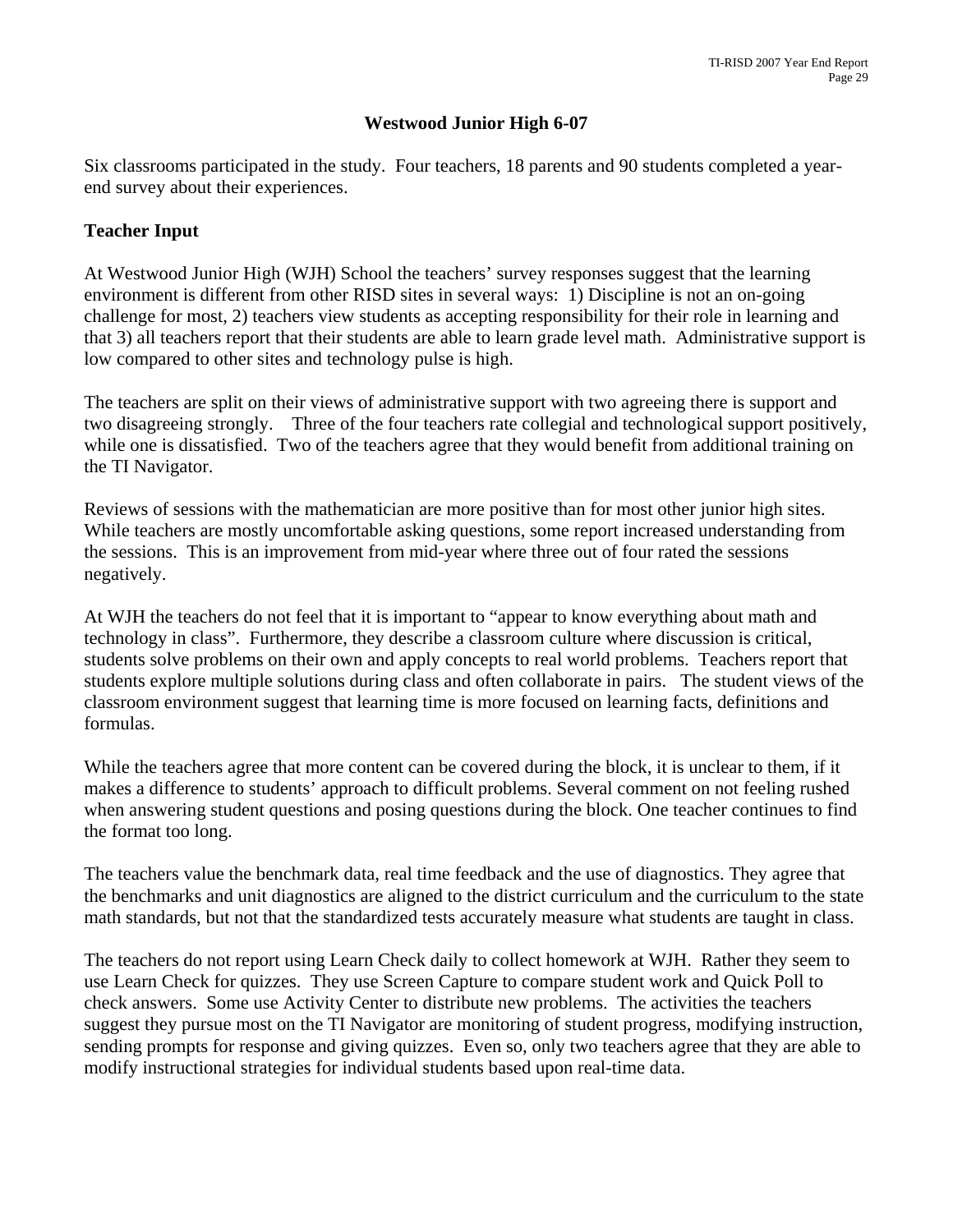## Westwood Junior High 6-07

Six classrooms participated in the study. Four teachers, 18 parents and 90 students completed a year-end survey about their experiences.

### Teacher Input

At Westwood Junior High (WJH) School the teachers' survey responses suggest that the learning environment is different from other RISD sites in several ways: 1) Discipline is not an on-going challenge for most, 2) teachers view students as accepting responsibility for their role in learning and that 3) all teachers report that their students are able to learn grade level math. Administrative support is low compared to other sites and technology pulse is high.

The teachers are split on their views of administrative support with two agreeing there is support and two disagreeing strongly. Three of the four teachers rate collegial and technological support positively, while one is dissatisfied. Two of the teachers agree that they would benefit from additional training on the TI Navigator.

Reviews of sessions with the mathematician are more positive than for most other junior high sites. While teachers are mostly uncomfortable asking questions, some report increased understanding from the sessions. This is an improvement from mid-year where three out of four rated the sessions negatively.

At WJH the teachers do not feel that it is important to "appear to know everything about math and technology in class". Furthermore, they describe a classroom culture where discussion is critical, students solve problems on their own and apply concepts to real world problems. Teachers report that students explore multiple solutions during class and often collaborate in pairs. The student views of the classroom environment suggest that learning time is more focused on learning facts, definitions and formulas.

While the teachers agree that more content can be covered during the block, it is unclear to them, if it makes a difference to students' approach to difficult problems. Several comment on not feeling rushed when answering student questions and posing questions during the block. One teacher continues to find the format too long.

The teachers value the benchmark data, real time feedback and the use of diagnostics. They agree that the benchmarks and unit diagnostics are aligned to the district curriculum and the curriculum to the state math standards, but not that the standardized tests accurately measure what students are taught in class.

The teachers do not report using Learn Check daily to collect homework at WJH. Rather they seem to use Learn Check for quizzes. They use Screen Capture to compare student work and Quick Poll to check answers. Some use Activity Center to distribute new problems. The activities the teachers suggest they pursue most on the TI Navigator are monitoring of student progress, modifying instruction, sending prompts for response and giving quizzes. Even so, only two teachers agree that they are able to modify instructional strategies for individual students based upon real-time data.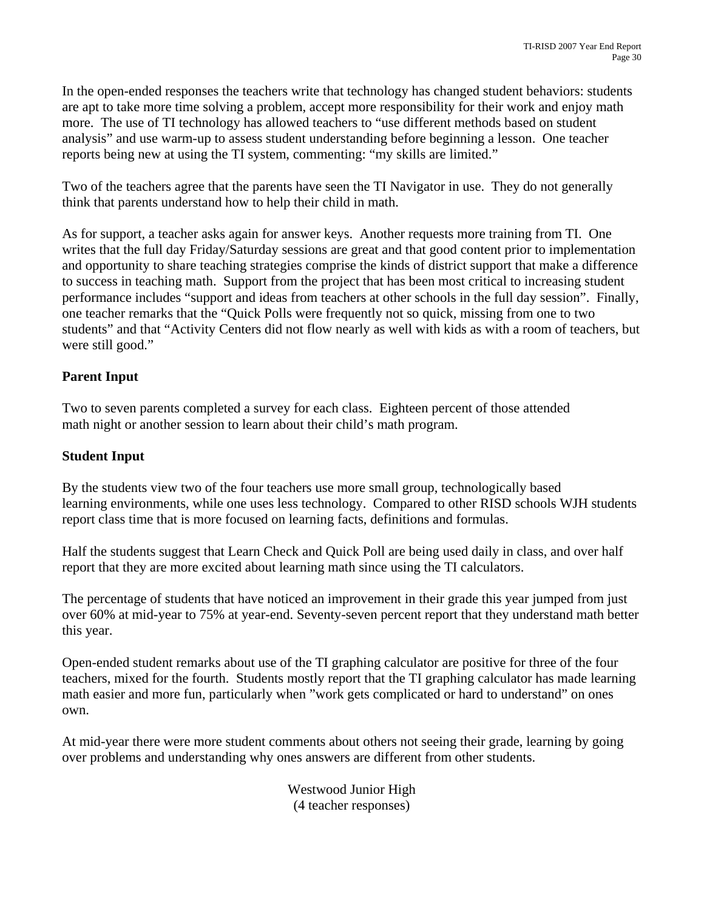In the open-ended responses the teachers write that technology has changed student behaviors: students are apt to take more time solving a problem, accept more responsibility for their work and enjoy math more. The use of TI technology has allowed teachers to "use different methods based on student analysis" and use warm-up to assess student understanding before beginning a lesson. One teacher reports being new at using the TI system, commenting: "my skills are limited."

Two of the teachers agree that the parents have seen the TI Navigator in use. They do not generally think that parents understand how to help their child in math.

As for support, a teacher asks again for answer keys. Another requests more training from TI. One writes that the full day Friday/Saturday sessions are great and that good content prior to implementation and opportunity to share teaching strategies comprise the kinds of district support that make a difference to success in teaching math. Support from the project that has been most critical to increasing student performance includes "support and ideas from teachers at other schools in the full day session". Finally, one teacher remarks that the "Quick Polls were frequently not so quick, missing from one to two students" and that "Activity Centers did not flow nearly as well with kids as with a room of teachers, but were still good."

**Parent Input**

Two to seven parents completed a survey for each class. Eighteen percent of those attended math night or another session to learn about their child's math program.

**Student Input**

By the students view two of the four teachers use more small group, technologically based learning environments, while one uses less technology. Compared to other RISD schools WJH students report class time that is more focused on learning facts, definitions and formulas.

Half the students suggest that Learn Check and Quick Poll are being used daily in class, and over half report that they are more excited about learning math since using the TI calculators.

The percentage of students that have noticed an improvement in their grade this year jumped from just over 60% at mid-year to 75% at year-end. Seventy-seven percent report that they understand math better this year.

Open-ended student remarks about use of the TI graphing calculator are positive for three of the four teachers, mixed for the fourth. Students mostly report that the TI graphing calculator has made learning math easier and more fun, particularly when "work gets complicated or hard to understand" on ones own.

At mid-year there were more student comments about others not seeing their grade, learning by going over problems and understanding why ones answers are different from other students.

Westwood Junior High
(4 teacher responses)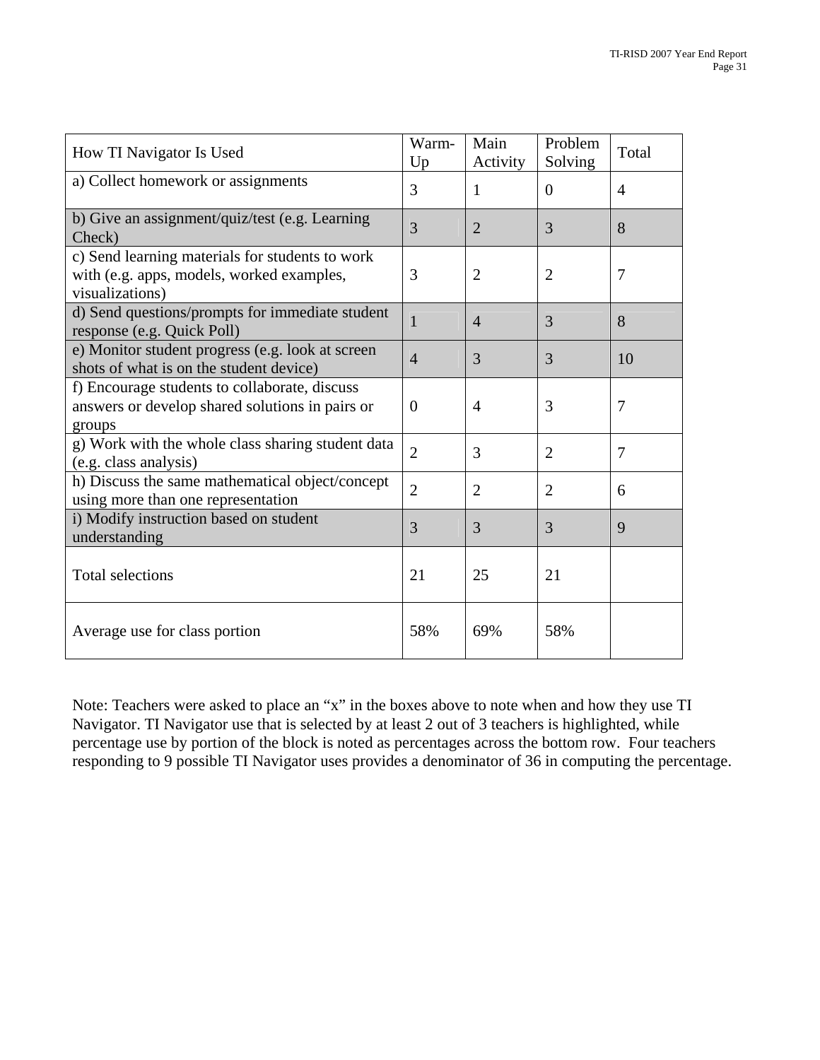| How TI Navigator Is Used | Warm-Up | Main Activity | Problem Solving | Total |
|---|---|---|---|---|
| a) Collect homework or assignments | 3 | 1 | 0 | 4 |
| b) Give an assignment/quiz/test (e.g. Learning Check) | 3 | 2 | 3 | 8 |
| c) Send learning materials for students to work with (e.g. apps, models, worked examples, visualizations) | 3 | 2 | 2 | 7 |
| d) Send questions/prompts for immediate student response (e.g. Quick Poll) | 1 | 4 | 3 | 8 |
| e) Monitor student progress (e.g. look at screen shots of what is on the student device) | 4 | 3 | 3 | 10 |
| f) Encourage students to collaborate, discuss answers or develop shared solutions in pairs or groups | 0 | 4 | 3 | 7 |
| g) Work with the whole class sharing student data (e.g. class analysis) | 2 | 3 | 2 | 7 |
| h) Discuss the same mathematical object/concept using more than one representation | 2 | 2 | 2 | 6 |
| i) Modify instruction based on student understanding | 3 | 3 | 3 | 9 |
| Total selections | 21 | 25 | 21 | |
| Average use for class portion | 58% | 69% | 58% | |

Note: Teachers were asked to place an "x" in the boxes above to note when and how they use TI Navigator. TI Navigator use that is selected by at least 2 out of 3 teachers is highlighted, while percentage use by portion of the block is noted as percentages across the bottom row. Four teachers responding to 9 possible TI Navigator uses provides a denominator of 36 in computing the percentage.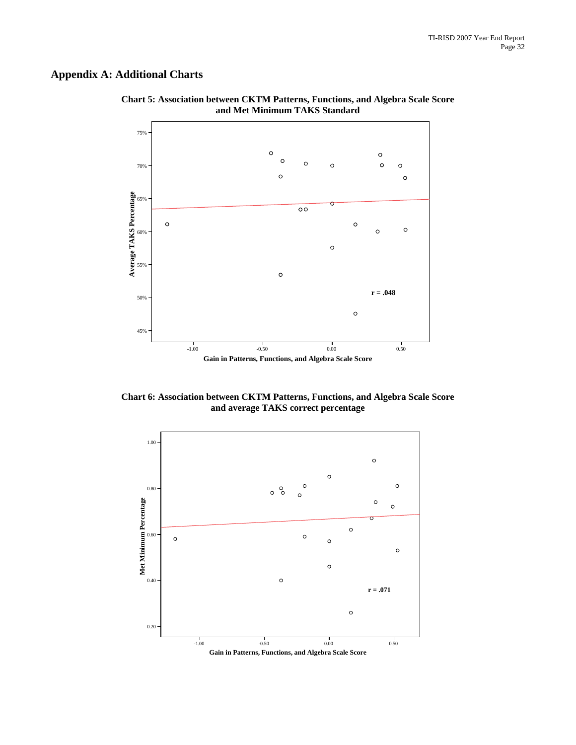## Appendix A: Additional Charts

**Chart 5: Association between CKTM Patterns, Functions, and Algebra Scale Score and Met Minimum TAKS Standard**

Average TAKS Percentage

75%
70%
65%
60%
55%
50%
45%

r = .048

-1.00 -0.50 0.00 0.50

Gain in Patterns, Functions, and Algebra Scale Score

**Chart 6: Association between CKTM Patterns, Functions, and Algebra Scale Score and average TAKS correct percentage**

Met Minimum Percentage

1.00
0.80
0.60
0.40
0.20

r = .071

-1.00 -0.50 0.00 0.50

Gain in Patterns, Functions, and Algebra Scale Score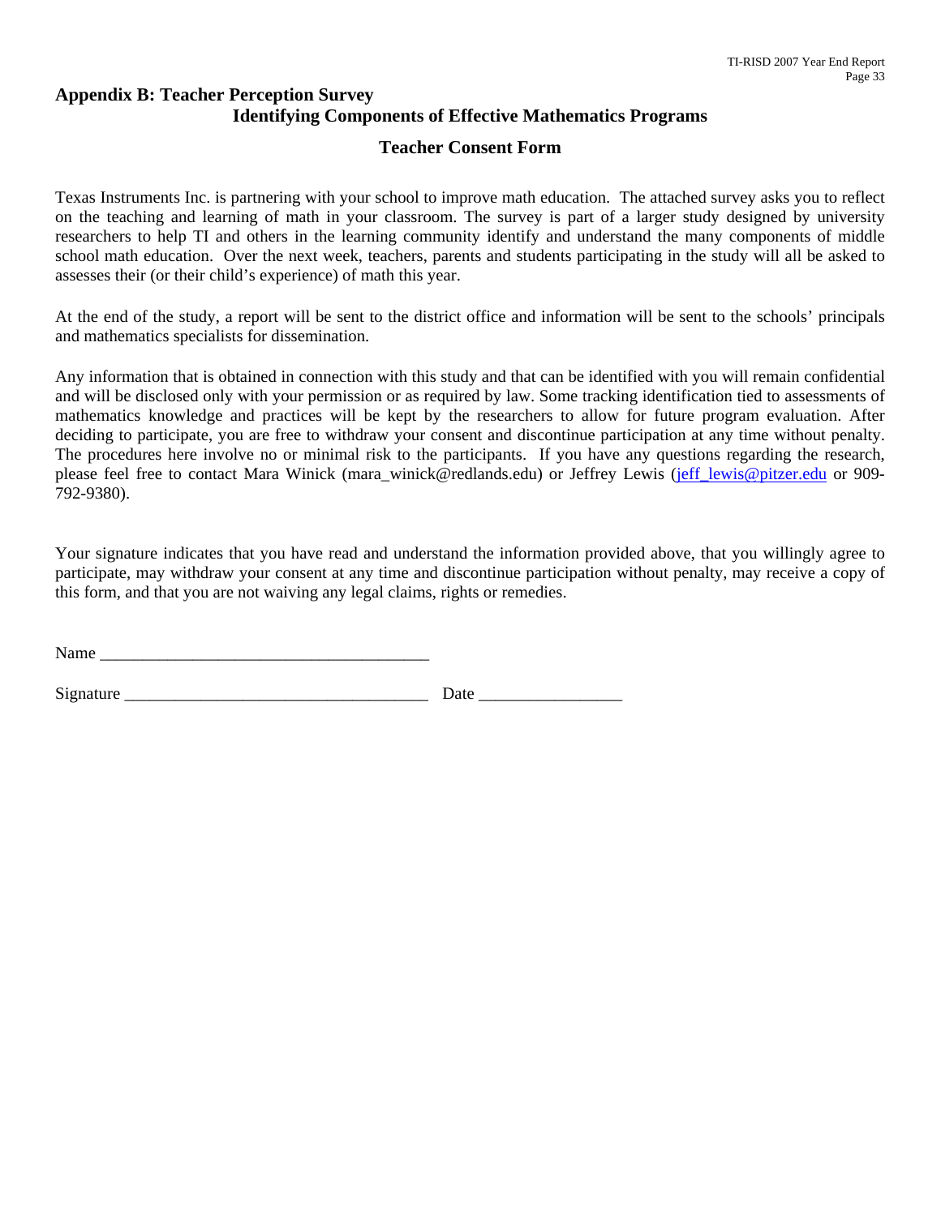## Appendix B: Teacher Perception Survey

### Identifying Components of Effective Mathematics Programs

### Teacher Consent Form

Texas Instruments Inc. is partnering with your school to improve math education. The attached survey asks you to reflect on the teaching and learning of math in your classroom. The survey is part of a larger study designed by university researchers to help TI and others in the learning community identify and understand the many components of middle school math education. Over the next week, teachers, parents and students participating in the study will all be asked to assesses their (or their child's experience) of math this year.

At the end of the study, a report will be sent to the district office and information will be sent to the schools' principals and mathematics specialists for dissemination.

Any information that is obtained in connection with this study and that can be identified with you will remain confidential and will be disclosed only with your permission or as required by law. Some tracking identification tied to assessments of mathematics knowledge and practices will be kept by the researchers to allow for future program evaluation. After deciding to participate, you are free to withdraw your consent and discontinue participation at any time without penalty. The procedures here involve no or minimal risk to the participants. If you have any questions regarding the research, please feel free to contact Mara Winick (mara_winick@redlands.edu) or Jeffrey Lewis (jeff_lewis@pitzer.edu or 909-792-9380).

Your signature indicates that you have read and understand the information provided above, that you willingly agree to participate, may withdraw your consent at any time and discontinue participation without penalty, may receive a copy of this form, and that you are not waiving any legal claims, rights or remedies.

Name _______________________________________

Signature ___________________________________ Date _________________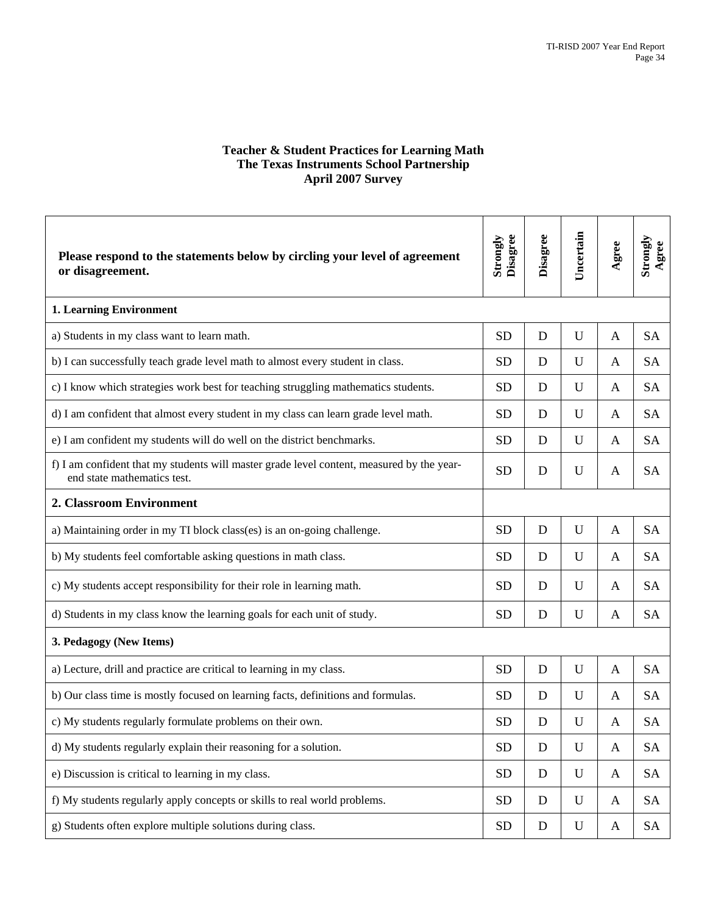**Teacher & Student Practices for Learning Math**
**The Texas Instruments School Partnership**
**April 2007 Survey**

| **Please respond to the statements below by circling your level of agreement or disagreement.** | **Strongly Disagree** | **Disagree** | **Uncertain** | **Agree** | **Strongly Agree** |
|---|---|---|---|---|---|
| **1. Learning Environment** | | | | | |
| a) Students in my class want to learn math. | SD | D | U | A | SA |
| b) I can successfully teach grade level math to almost every student in class. | SD | D | U | A | SA |
| c) I know which strategies work best for teaching struggling mathematics students. | SD | D | U | A | SA |
| d) I am confident that almost every student in my class can learn grade level math. | SD | D | U | A | SA |
| e) I am confident my students will do well on the district benchmarks. | SD | D | U | A | SA |
| f) I am confident that my students will master grade level content, measured by the year-end state mathematics test. | SD | D | U | A | SA |
| **2. Classroom Environment** | | | | | |
| a) Maintaining order in my TI block class(es) is an on-going challenge. | SD | D | U | A | SA |
| b) My students feel comfortable asking questions in math class. | SD | D | U | A | SA |
| c) My students accept responsibility for their role in learning math. | SD | D | U | A | SA |
| d) Students in my class know the learning goals for each unit of study. | SD | D | U | A | SA |
| **3. Pedagogy (New Items)** | | | | | |
| a) Lecture, drill and practice are critical to learning in my class. | SD | D | U | A | SA |
| b) Our class time is mostly focused on learning facts, definitions and formulas. | SD | D | U | A | SA |
| c) My students regularly formulate problems on their own. | SD | D | U | A | SA |
| d) My students regularly explain their reasoning for a solution. | SD | D | U | A | SA |
| e) Discussion is critical to learning in my class. | SD | D | U | A | SA |
| f) My students regularly apply concepts or skills to real world problems. | SD | D | U | A | SA |
| g) Students often explore multiple solutions during class. | SD | D | U | A | SA |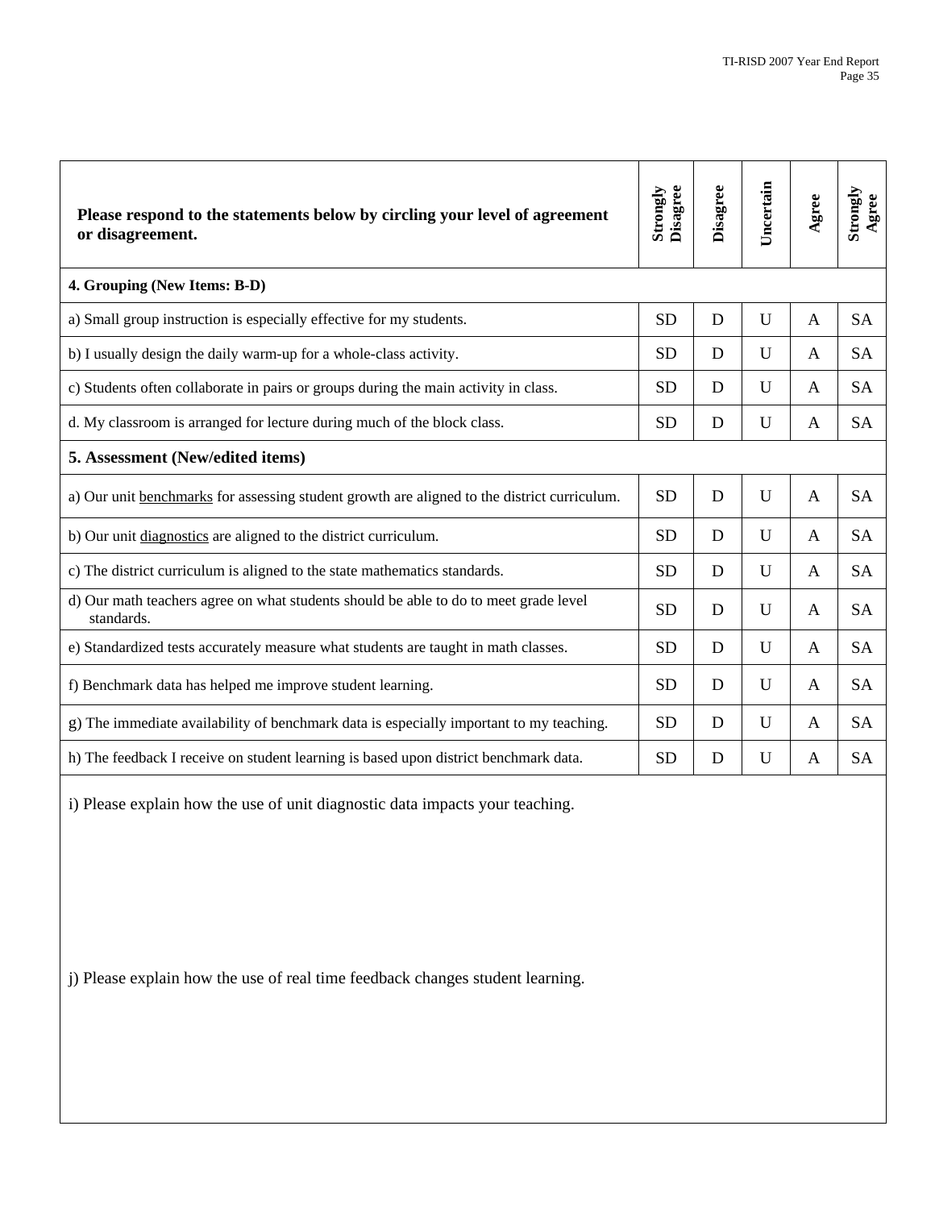| Please respond to the statements below by circling your level of agreement or disagreement. | Strongly Disagree | Disagree | Uncertain | Agree | Strongly Agree |
|---|---|---|---|---|---|
| **4. Grouping (New Items: B-D)** | | | | | |
| a) Small group instruction is especially effective for my students. | SD | D | U | A | SA |
| b) I usually design the daily warm-up for a whole-class activity. | SD | D | U | A | SA |
| c) Students often collaborate in pairs or groups during the main activity in class. | SD | D | U | A | SA |
| d. My classroom is arranged for lecture during much of the block class. | SD | D | U | A | SA |
| **5. Assessment (New/edited items)** | | | | | |
| a) Our unit benchmarks for assessing student growth are aligned to the district curriculum. | SD | D | U | A | SA |
| b) Our unit diagnostics are aligned to the district curriculum. | SD | D | U | A | SA |
| c) The district curriculum is aligned to the state mathematics standards. | SD | D | U | A | SA |
| d) Our math teachers agree on what students should be able to do to meet grade level standards. | SD | D | U | A | SA |
| e) Standardized tests accurately measure what students are taught in math classes. | SD | D | U | A | SA |
| f) Benchmark data has helped me improve student learning. | SD | D | U | A | SA |
| g) The immediate availability of benchmark data is especially important to my teaching. | SD | D | U | A | SA |
| h) The feedback I receive on student learning is based upon district benchmark data. | SD | D | U | A | SA |

i) Please explain how the use of unit diagnostic data impacts your teaching.

j) Please explain how the use of real time feedback changes student learning.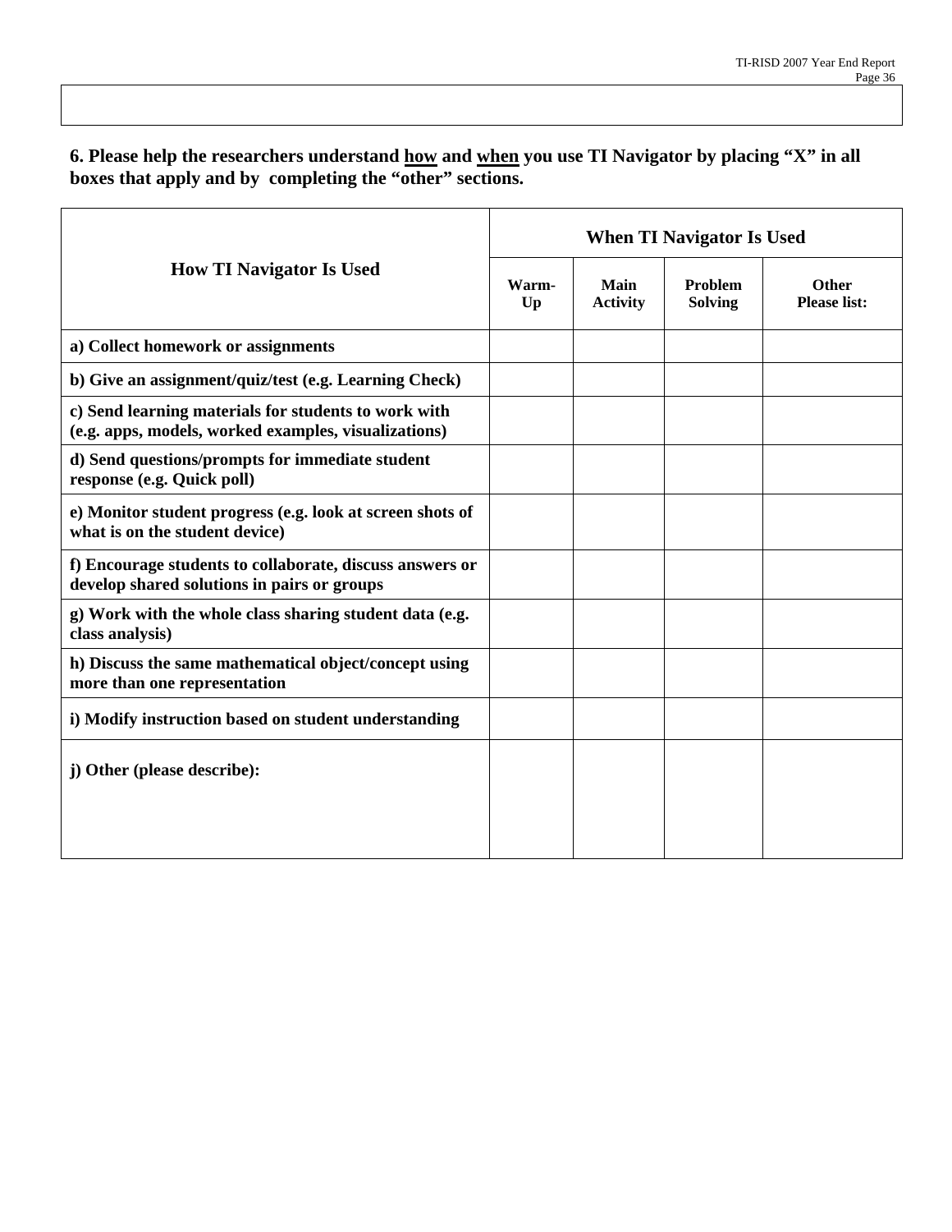**6. Please help the researchers understand <u>how</u> and <u>when</u> you use TI Navigator by placing "X" in all boxes that apply and by completing the "other" sections.**

| How TI Navigator Is Used | When TI Navigator Is Used | | | |
|---|---|---|---|---|
| | Warm-Up | Main Activity | Problem Solving | Other Please list: |
| a) Collect homework or assignments | | | | |
| b) Give an assignment/quiz/test (e.g. Learning Check) | | | | |
| c) Send learning materials for students to work with (e.g. apps, models, worked examples, visualizations) | | | | |
| d) Send questions/prompts for immediate student response (e.g. Quick poll) | | | | |
| e) Monitor student progress (e.g. look at screen shots of what is on the student device) | | | | |
| f) Encourage students to collaborate, discuss answers or develop shared solutions in pairs or groups | | | | |
| g) Work with the whole class sharing student data (e.g. class analysis) | | | | |
| h) Discuss the same mathematical object/concept using more than one representation | | | | |
| i) Modify instruction based on student understanding | | | | |
| j) Other (please describe): | | | | |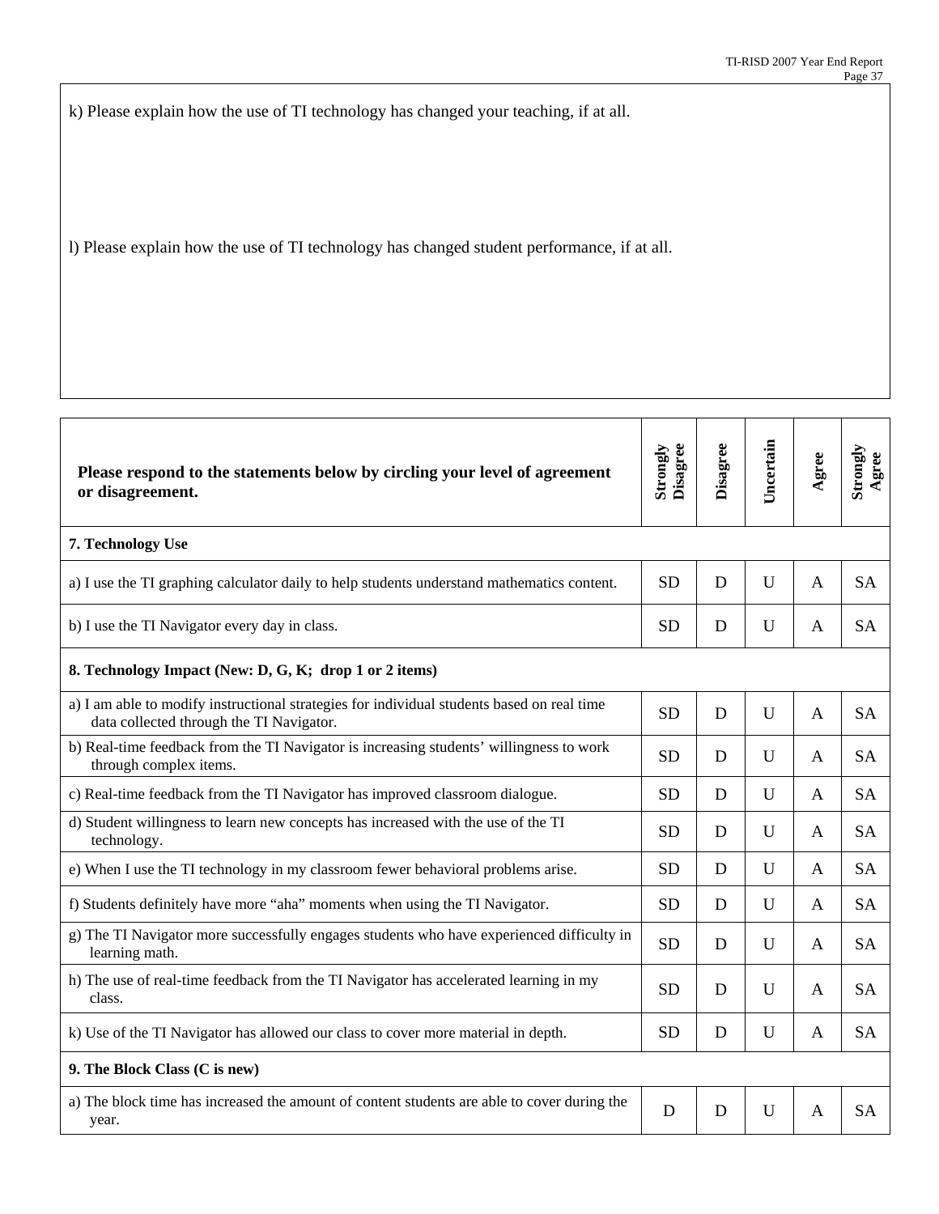k) Please explain how the use of TI technology has changed your teaching, if at all.

l) Please explain how the use of TI technology has changed student performance, if at all.

| **Please respond to the statements below by circling your level of agreement or disagreement.** | **Strongly Disagree** | **Disagree** | **Uncertain** | **Agree** | **Strongly Agree** |
|---|---|---|---|---|---|
| **7. Technology Use** | | | | | |
| a) I use the TI graphing calculator daily to help students understand mathematics content. | SD | D | U | A | SA |
| b) I use the TI Navigator every day in class. | SD | D | U | A | SA |
| **8. Technology Impact (New: D, G, K; drop 1 or 2 items)** | | | | | |
| a) I am able to modify instructional strategies for individual students based on real time data collected through the TI Navigator. | SD | D | U | A | SA |
| b) Real-time feedback from the TI Navigator is increasing students' willingness to work through complex items. | SD | D | U | A | SA |
| c) Real-time feedback from the TI Navigator has improved classroom dialogue. | SD | D | U | A | SA |
| d) Student willingness to learn new concepts has increased with the use of the TI technology. | SD | D | U | A | SA |
| e) When I use the TI technology in my classroom fewer behavioral problems arise. | SD | D | U | A | SA |
| f) Students definitely have more "aha" moments when using the TI Navigator. | SD | D | U | A | SA |
| g) The TI Navigator more successfully engages students who have experienced difficulty in learning math. | SD | D | U | A | SA |
| h) The use of real-time feedback from the TI Navigator has accelerated learning in my class. | SD | D | U | A | SA |
| k) Use of the TI Navigator has allowed our class to cover more material in depth. | SD | D | U | A | SA |
| **9. The Block Class (C is new)** | | | | | |
| a) The block time has increased the amount of content students are able to cover during the year. | D | D | U | A | SA |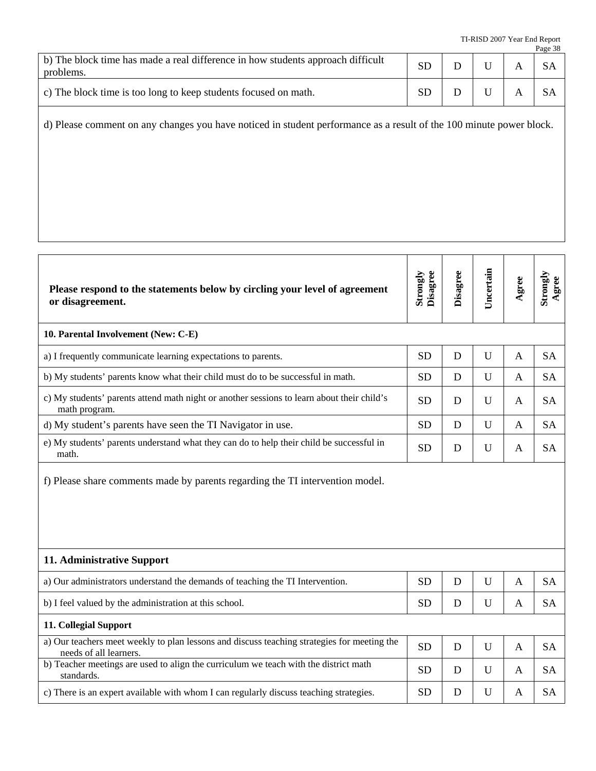| | | | | | |
|---|---|---|---|---|---|
| b) The block time has made a real difference in how students approach difficult problems. | SD | D | U | A | SA |
| c) The block time is too long to keep students focused on math. | SD | D | U | A | SA |

d) Please comment on any changes you have noticed in student performance as a result of the 100 minute power block.

| **Please respond to the statements below by circling your level of agreement or disagreement.** | **Strongly Disagree** | **Disagree** | **Uncertain** | **Agree** | **Strongly Agree** |
|---|---|---|---|---|---|
| **10. Parental Involvement (New: C-E)** | | | | | |
| a) I frequently communicate learning expectations to parents. | SD | D | U | A | SA |
| b) My students' parents know what their child must do to be successful in math. | SD | D | U | A | SA |
| c) My students' parents attend math night or another sessions to learn about their child's math program. | SD | D | U | A | SA |
| d) My student's parents have seen the TI Navigator in use. | SD | D | U | A | SA |
| e) My students' parents understand what they can do to help their child be successful in math. | SD | D | U | A | SA |

f) Please share comments made by parents regarding the TI intervention model.

| | | | | | |
|---|---|---|---|---|---|
| **11. Administrative Support** | | | | | |
| a) Our administrators understand the demands of teaching the TI Intervention. | SD | D | U | A | SA |
| b) I feel valued by the administration at this school. | SD | D | U | A | SA |
| **11. Collegial Support** | | | | | |
| a) Our teachers meet weekly to plan lessons and discuss teaching strategies for meeting the needs of all learners. | SD | D | U | A | SA |
| b) Teacher meetings are used to align the curriculum we teach with the district math standards. | SD | D | U | A | SA |
| c) There is an expert available with whom I can regularly discuss teaching strategies. | SD | D | U | A | SA |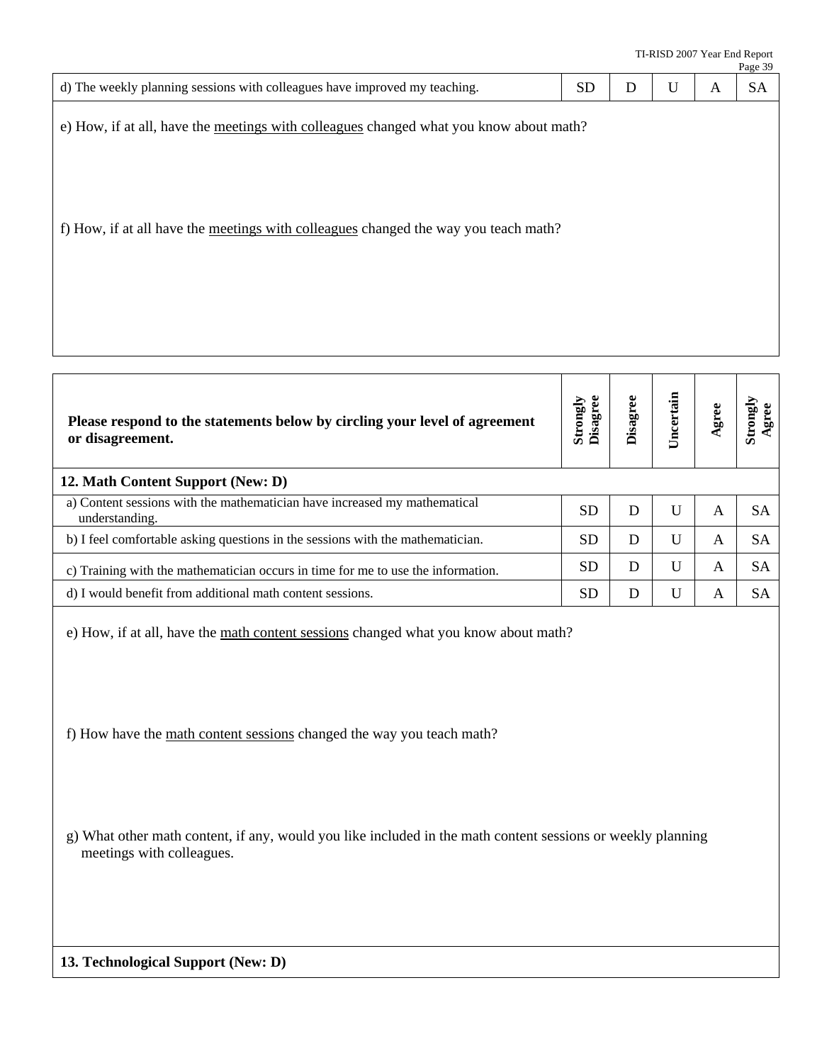| | | | | | |
|---|---|---|---|---|---|
| d) The weekly planning sessions with colleagues have improved my teaching. | SD | D | U | A | SA |

e) How, if at all, have the meetings with colleagues changed what you know about math?

f) How, if at all have the meetings with colleagues changed the way you teach math?

| **Please respond to the statements below by circling your level of agreement or disagreement.** | **Strongly Disagree** | **Disagree** | **Uncertain** | **Agree** | **Strongly Agree** |
|---|---|---|---|---|---|
| **12. Math Content Support (New: D)** | | | | | |
| a) Content sessions with the mathematician have increased my mathematical understanding. | SD | D | U | A | SA |
| b) I feel comfortable asking questions in the sessions with the mathematician. | SD | D | U | A | SA |
| c) Training with the mathematician occurs in time for me to use the information. | SD | D | U | A | SA |
| d) I would benefit from additional math content sessions. | SD | D | U | A | SA |

e) How, if at all, have the math content sessions changed what you know about math?

f) How have the math content sessions changed the way you teach math?

g) What other math content, if any, would you like included in the math content sessions or weekly planning meetings with colleagues.

**13. Technological Support (New: D)**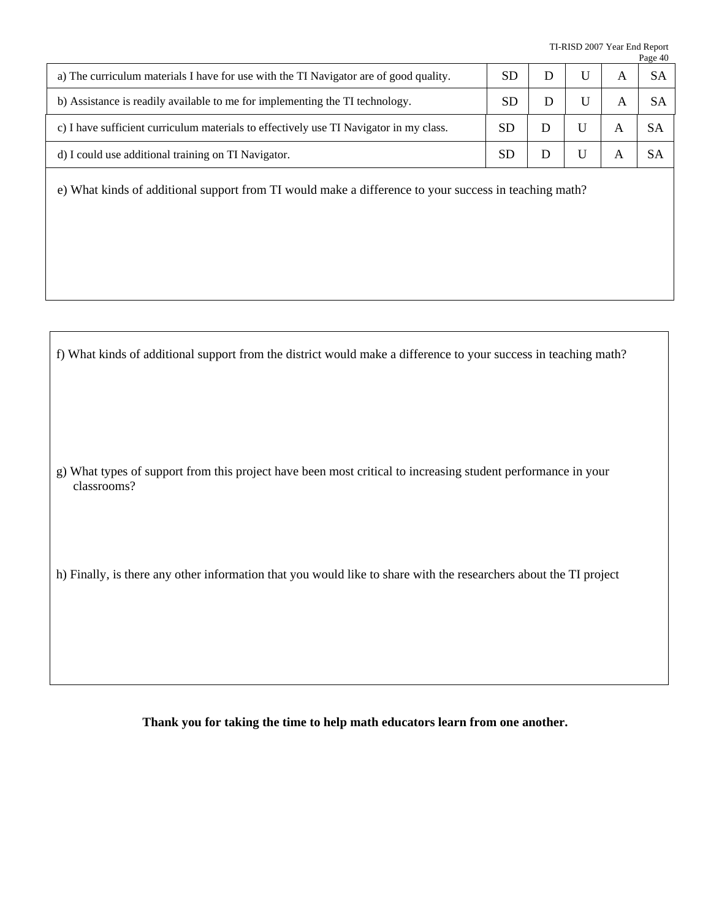| Statement | | | | | |
|---|---|---|---|---|---|
| a) The curriculum materials I have for use with the TI Navigator are of good quality. | SD | D | U | A | SA |
| b) Assistance is readily available to me for implementing the TI technology. | SD | D | U | A | SA |
| c) I have sufficient curriculum materials to effectively use TI Navigator in my class. | SD | D | U | A | SA |
| d) I could use additional training on TI Navigator. | SD | D | U | A | SA |

e) What kinds of additional support from TI would make a difference to your success in teaching math?

f) What kinds of additional support from the district would make a difference to your success in teaching math?

g) What types of support from this project have been most critical to increasing student performance in your classrooms?

h) Finally, is there any other information that you would like to share with the researchers about the TI project

**Thank you for taking the time to help math educators learn from one another.**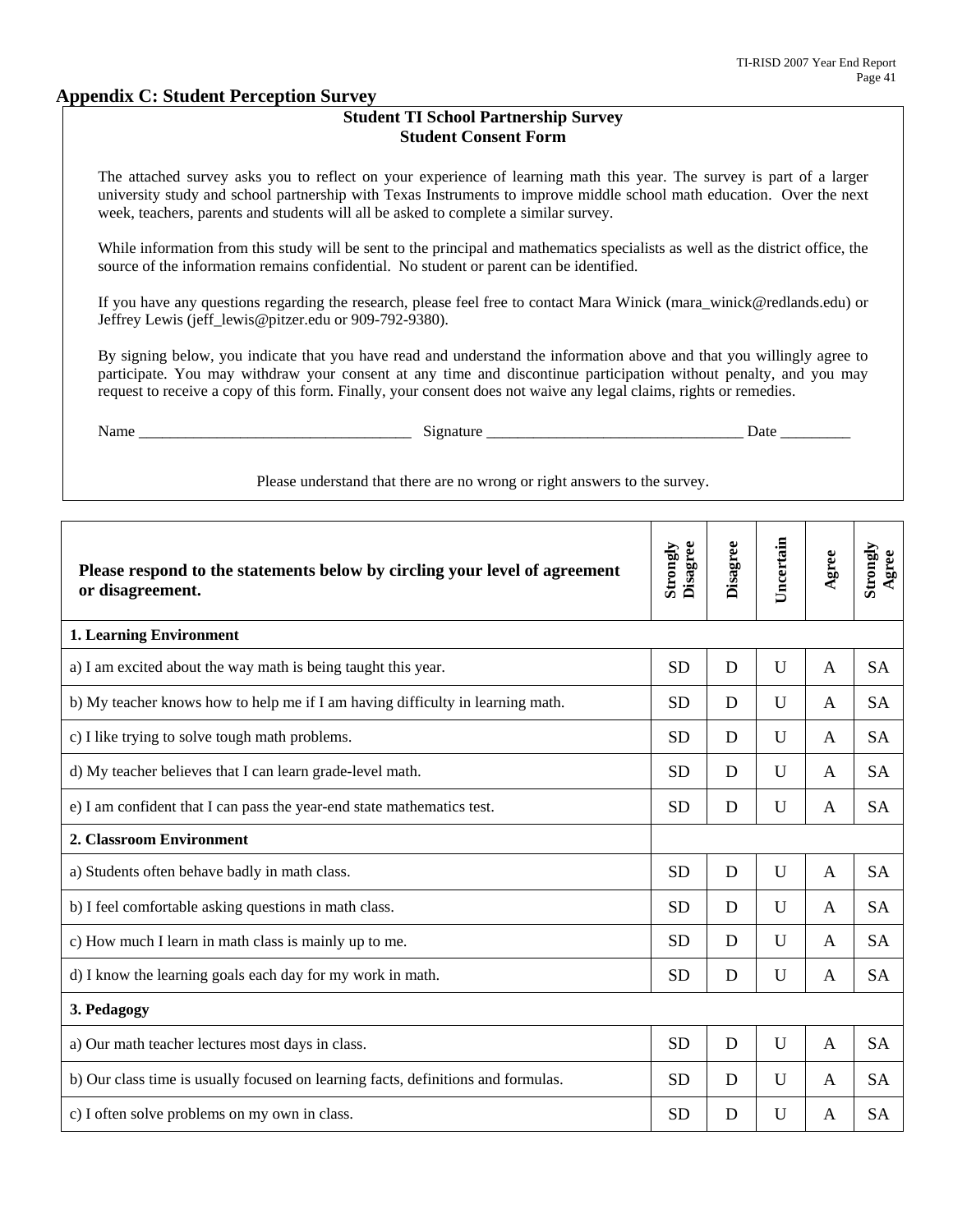## Appendix C: Student Perception Survey

**Student TI School Partnership Survey**
**Student Consent Form**

The attached survey asks you to reflect on your experience of learning math this year. The survey is part of a larger university study and school partnership with Texas Instruments to improve middle school math education. Over the next week, teachers, parents and students will all be asked to complete a similar survey.

While information from this study will be sent to the principal and mathematics specialists as well as the district office, the source of the information remains confidential. No student or parent can be identified.

If you have any questions regarding the research, please feel free to contact Mara Winick (mara_winick@redlands.edu) or Jeffrey Lewis (jeff_lewis@pitzer.edu or 909-792-9380).

By signing below, you indicate that you have read and understand the information above and that you willingly agree to participate. You may withdraw your consent at any time and discontinue participation without penalty, and you may request to receive a copy of this form. Finally, your consent does not waive any legal claims, rights or remedies.

Name ___________________________________ Signature _________________________________ Date _________

Please understand that there are no wrong or right answers to the survey.

| **Please respond to the statements below by circling your level of agreement or disagreement.** | **Strongly Disagree** | **Disagree** | **Uncertain** | **Agree** | **Strongly Agree** |
|---|---|---|---|---|---|
| **1. Learning Environment** | | | | | |
| a) I am excited about the way math is being taught this year. | SD | D | U | A | SA |
| b) My teacher knows how to help me if I am having difficulty in learning math. | SD | D | U | A | SA |
| c) I like trying to solve tough math problems. | SD | D | U | A | SA |
| d) My teacher believes that I can learn grade-level math. | SD | D | U | A | SA |
| e) I am confident that I can pass the year-end state mathematics test. | SD | D | U | A | SA |
| **2. Classroom Environment** | | | | | |
| a) Students often behave badly in math class. | SD | D | U | A | SA |
| b) I feel comfortable asking questions in math class. | SD | D | U | A | SA |
| c) How much I learn in math class is mainly up to me. | SD | D | U | A | SA |
| d) I know the learning goals each day for my work in math. | SD | D | U | A | SA |
| **3. Pedagogy** | | | | | |
| a) Our math teacher lectures most days in class. | SD | D | U | A | SA |
| b) Our class time is usually focused on learning facts, definitions and formulas. | SD | D | U | A | SA |
| c) I often solve problems on my own in class. | SD | D | U | A | SA |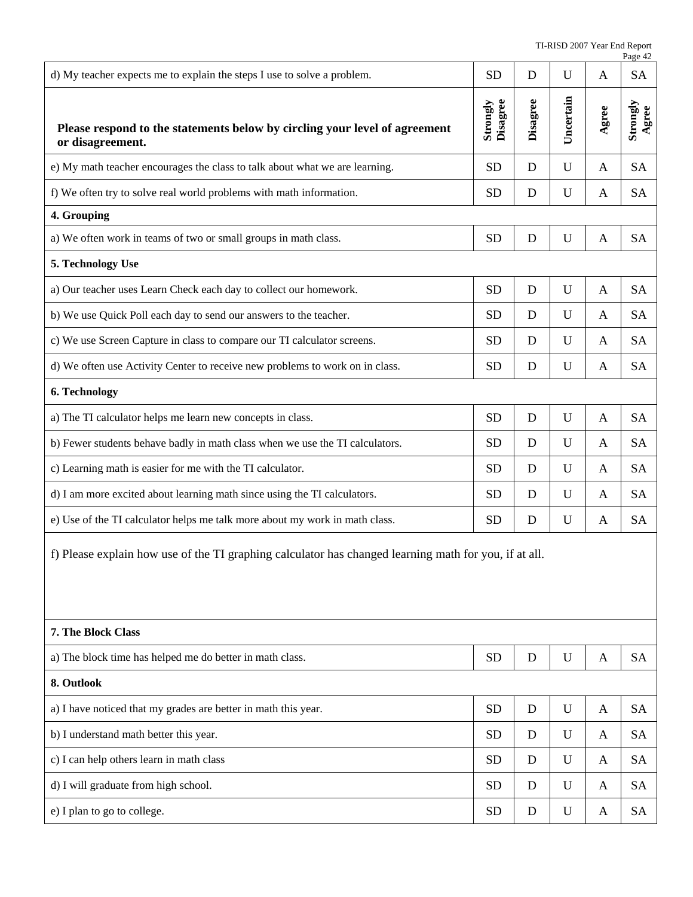| | | | | | |
|---|---|---|---|---|---|
| d) My teacher expects me to explain the steps I use to solve a problem. | SD | D | U | A | SA |
| **Please respond to the statements below by circling your level of agreement or disagreement.** | **Strongly Disagree** | **Disagree** | **Uncertain** | **Agree** | **Strongly Agree** |
| e) My math teacher encourages the class to talk about what we are learning. | SD | D | U | A | SA |
| f) We often try to solve real world problems with math information. | SD | D | U | A | SA |
| **4. Grouping** | | | | | |
| a) We often work in teams of two or small groups in math class. | SD | D | U | A | SA |
| **5. Technology Use** | | | | | |
| a) Our teacher uses Learn Check each day to collect our homework. | SD | D | U | A | SA |
| b) We use Quick Poll each day to send our answers to the teacher. | SD | D | U | A | SA |
| c) We use Screen Capture in class to compare our TI calculator screens. | SD | D | U | A | SA |
| d) We often use Activity Center to receive new problems to work on in class. | SD | D | U | A | SA |
| **6. Technology** | | | | | |
| a) The TI calculator helps me learn new concepts in class. | SD | D | U | A | SA |
| b) Fewer students behave badly in math class when we use the TI calculators. | SD | D | U | A | SA |
| c) Learning math is easier for me with the TI calculator. | SD | D | U | A | SA |
| d) I am more excited about learning math since using the TI calculators. | SD | D | U | A | SA |
| e) Use of the TI calculator helps me talk more about my work in math class. | SD | D | U | A | SA |
| f) Please explain how use of the TI graphing calculator has changed learning math for you, if at all. | | | | | |
| **7. The Block Class** | | | | | |
| a) The block time has helped me do better in math class. | SD | D | U | A | SA |
| **8. Outlook** | | | | | |
| a) I have noticed that my grades are better in math this year. | SD | D | U | A | SA |
| b) I understand math better this year. | SD | D | U | A | SA |
| c) I can help others learn in math class | SD | D | U | A | SA |
| d) I will graduate from high school. | SD | D | U | A | SA |
| e) I plan to go to college. | SD | D | U | A | SA |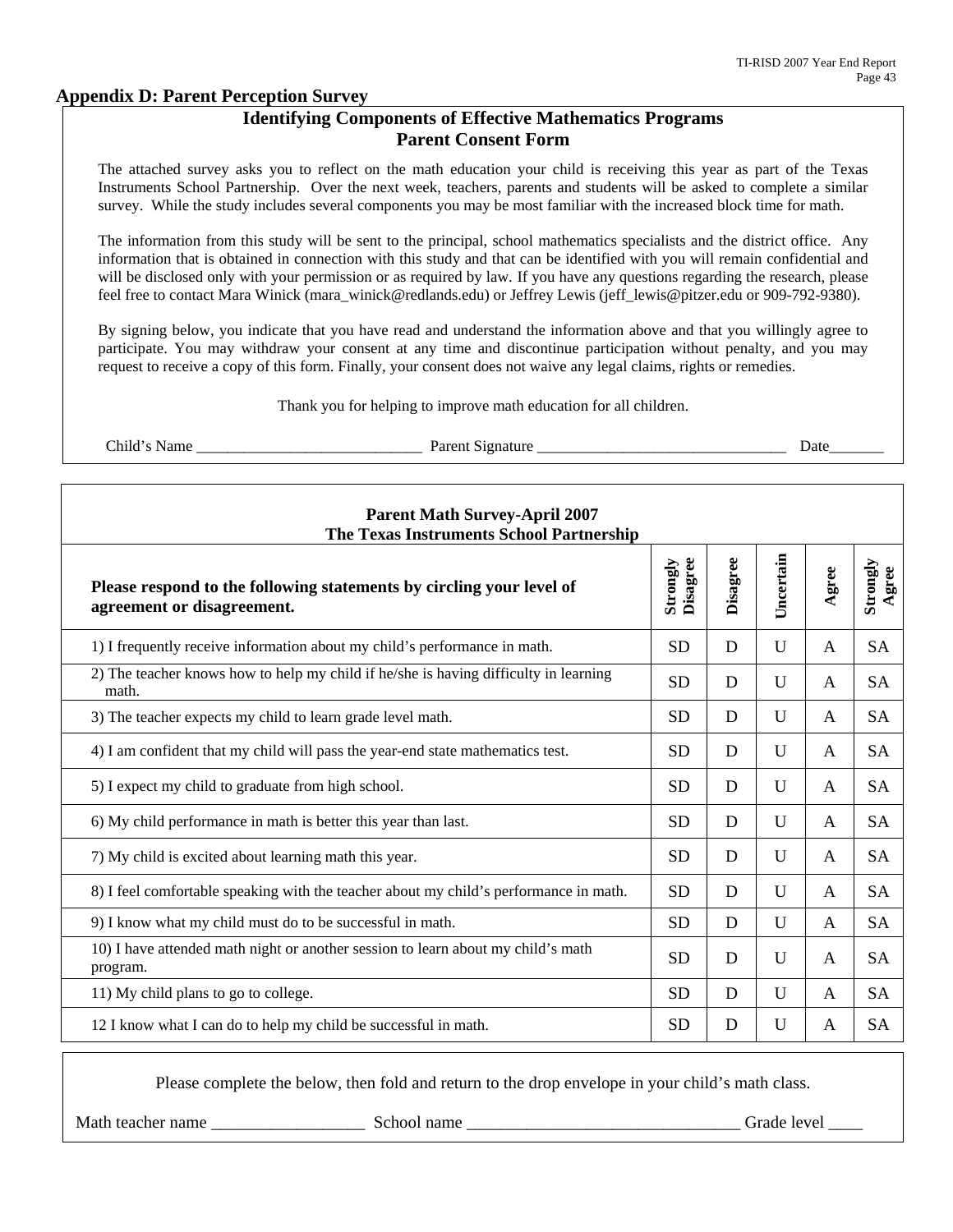## Appendix D: Parent Perception Survey

### Identifying Components of Effective Mathematics Programs
### Parent Consent Form

The attached survey asks you to reflect on the math education your child is receiving this year as part of the Texas Instruments School Partnership. Over the next week, teachers, parents and students will be asked to complete a similar survey. While the study includes several components you may be most familiar with the increased block time for math.

The information from this study will be sent to the principal, school mathematics specialists and the district office. Any information that is obtained in connection with this study and that can be identified with you will remain confidential and will be disclosed only with your permission or as required by law. If you have any questions regarding the research, please feel free to contact Mara Winick (mara_winick@redlands.edu) or Jeffrey Lewis (jeff_lewis@pitzer.edu or 909-792-9380).

By signing below, you indicate that you have read and understand the information above and that you willingly agree to participate. You may withdraw your consent at any time and discontinue participation without penalty, and you may request to receive a copy of this form. Finally, your consent does not waive any legal claims, rights or remedies.

Thank you for helping to improve math education for all children.

Child's Name _____________________________ Parent Signature ________________________________ Date_______

**Parent Math Survey-April 2007**
**The Texas Instruments School Partnership**

| **Please respond to the following statements by circling your level of agreement or disagreement.** | **Strongly Disagree** | **Disagree** | **Uncertain** | **Agree** | **Strongly Agree** |
|---|---|---|---|---|---|
| 1) I frequently receive information about my child's performance in math. | SD | D | U | A | SA |
| 2) The teacher knows how to help my child if he/she is having difficulty in learning math. | SD | D | U | A | SA |
| 3) The teacher expects my child to learn grade level math. | SD | D | U | A | SA |
| 4) I am confident that my child will pass the year-end state mathematics test. | SD | D | U | A | SA |
| 5) I expect my child to graduate from high school. | SD | D | U | A | SA |
| 6) My child performance in math is better this year than last. | SD | D | U | A | SA |
| 7) My child is excited about learning math this year. | SD | D | U | A | SA |
| 8) I feel comfortable speaking with the teacher about my child's performance in math. | SD | D | U | A | SA |
| 9) I know what my child must do to be successful in math. | SD | D | U | A | SA |
| 10) I have attended math night or another session to learn about my child's math program. | SD | D | U | A | SA |
| 11) My child plans to go to college. | SD | D | U | A | SA |
| 12 I know what I can do to help my child be successful in math. | SD | D | U | A | SA |

Please complete the below, then fold and return to the drop envelope in your child's math class.

Math teacher name __________________ School name ________________________________ Grade level ____